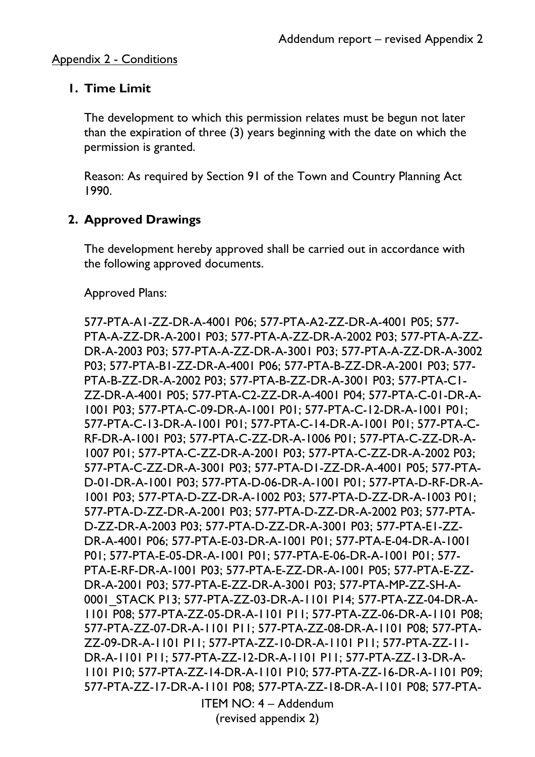Addendum report – revised Appendix 2

Appendix 2 - Conditions

## 1. Time Limit

The development to which this permission relates must be begun not later than the expiration of three (3) years beginning with the date on which the permission is granted.

Reason: As required by Section 91 of the Town and Country Planning Act 1990.

## 2. Approved Drawings

The development hereby approved shall be carried out in accordance with the following approved documents.

Approved Plans:

577-PTA-A1-ZZ-DR-A-4001 P06; 577-PTA-A2-ZZ-DR-A-4001 P05; 577-PTA-A-ZZ-DR-A-2001 P03; 577-PTA-A-ZZ-DR-A-2002 P03; 577-PTA-A-ZZ-DR-A-2003 P03; 577-PTA-A-ZZ-DR-A-3001 P03; 577-PTA-A-ZZ-DR-A-3002 P03; 577-PTA-B1-ZZ-DR-A-4001 P06; 577-PTA-B-ZZ-DR-A-2001 P03; 577-PTA-B-ZZ-DR-A-2002 P03; 577-PTA-B-ZZ-DR-A-3001 P03; 577-PTA-C1-ZZ-DR-A-4001 P05; 577-PTA-C2-ZZ-DR-A-4001 P04; 577-PTA-C-01-DR-A-1001 P03; 577-PTA-C-09-DR-A-1001 P01; 577-PTA-C-12-DR-A-1001 P01; 577-PTA-C-13-DR-A-1001 P01; 577-PTA-C-14-DR-A-1001 P01; 577-PTA-C-RF-DR-A-1001 P03; 577-PTA-C-ZZ-DR-A-1006 P01; 577-PTA-C-ZZ-DR-A-1007 P01; 577-PTA-C-ZZ-DR-A-2001 P03; 577-PTA-C-ZZ-DR-A-2002 P03; 577-PTA-C-ZZ-DR-A-3001 P03; 577-PTA-D1-ZZ-DR-A-4001 P05; 577-PTA-D-01-DR-A-1001 P03; 577-PTA-D-06-DR-A-1001 P01; 577-PTA-D-RF-DR-A-1001 P03; 577-PTA-D-ZZ-DR-A-1002 P03; 577-PTA-D-ZZ-DR-A-1003 P01; 577-PTA-D-ZZ-DR-A-2001 P03; 577-PTA-D-ZZ-DR-A-2002 P03; 577-PTA-D-ZZ-DR-A-2003 P03; 577-PTA-D-ZZ-DR-A-3001 P03; 577-PTA-E1-ZZ-DR-A-4001 P06; 577-PTA-E-03-DR-A-1001 P01; 577-PTA-E-04-DR-A-1001 P01; 577-PTA-E-05-DR-A-1001 P01; 577-PTA-E-06-DR-A-1001 P01; 577-PTA-E-RF-DR-A-1001 P03; 577-PTA-E-ZZ-DR-A-1001 P05; 577-PTA-E-ZZ-DR-A-2001 P03; 577-PTA-E-ZZ-DR-A-3001 P03; 577-PTA-MP-ZZ-SH-A-0001_STACK P13; 577-PTA-ZZ-03-DR-A-1101 P14; 577-PTA-ZZ-04-DR-A-1101 P08; 577-PTA-ZZ-05-DR-A-1101 P11; 577-PTA-ZZ-06-DR-A-1101 P08; 577-PTA-ZZ-07-DR-A-1101 P11; 577-PTA-ZZ-08-DR-A-1101 P08; 577-PTA-ZZ-09-DR-A-1101 P11; 577-PTA-ZZ-10-DR-A-1101 P11; 577-PTA-ZZ-11-DR-A-1101 P11; 577-PTA-ZZ-12-DR-A-1101 P11; 577-PTA-ZZ-13-DR-A-1101 P10; 577-PTA-ZZ-14-DR-A-1101 P10; 577-PTA-ZZ-16-DR-A-1101 P09; 577-PTA-ZZ-17-DR-A-1101 P08; 577-PTA-ZZ-18-DR-A-1101 P08; 577-PTA-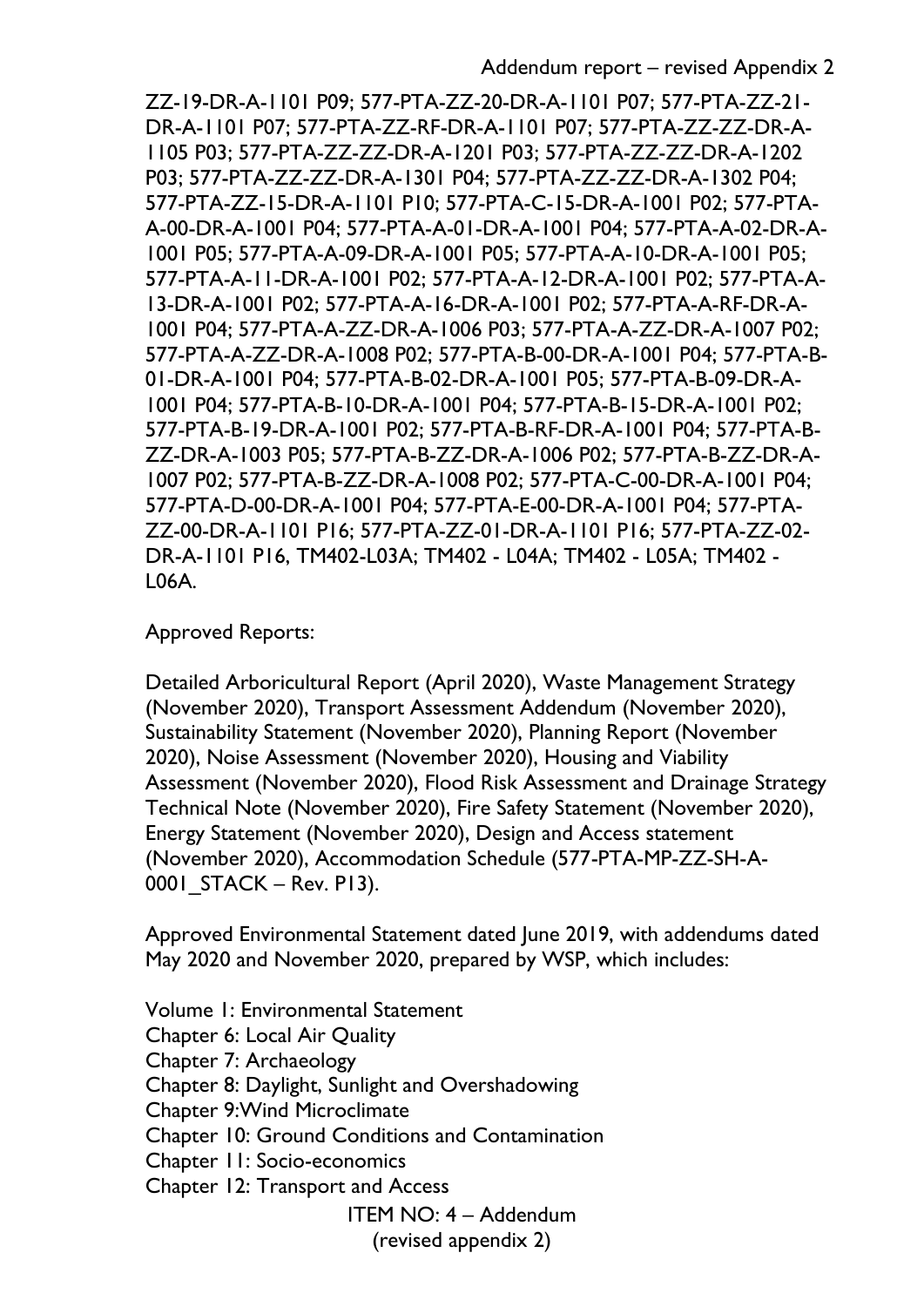ZZ-19-DR-A-1101 P09; 577-PTA-ZZ-20-DR-A-1101 P07; 577-PTA-ZZ-21-DR-A-1101 P07; 577-PTA-ZZ-RF-DR-A-1101 P07; 577-PTA-ZZ-ZZ-DR-A-1105 P03; 577-PTA-ZZ-ZZ-DR-A-1201 P03; 577-PTA-ZZ-ZZ-DR-A-1202 P03; 577-PTA-ZZ-ZZ-DR-A-1301 P04; 577-PTA-ZZ-ZZ-DR-A-1302 P04; 577-PTA-ZZ-15-DR-A-1101 P10; 577-PTA-C-15-DR-A-1001 P02; 577-PTA-A-00-DR-A-1001 P04; 577-PTA-A-01-DR-A-1001 P04; 577-PTA-A-02-DR-A-1001 P05; 577-PTA-A-09-DR-A-1001 P05; 577-PTA-A-10-DR-A-1001 P05; 577-PTA-A-11-DR-A-1001 P02; 577-PTA-A-12-DR-A-1001 P02; 577-PTA-A-13-DR-A-1001 P02; 577-PTA-A-16-DR-A-1001 P02; 577-PTA-A-RF-DR-A-1001 P04; 577-PTA-A-ZZ-DR-A-1006 P03; 577-PTA-A-ZZ-DR-A-1007 P02; 577-PTA-A-ZZ-DR-A-1008 P02; 577-PTA-B-00-DR-A-1001 P04; 577-PTA-B-01-DR-A-1001 P04; 577-PTA-B-02-DR-A-1001 P05; 577-PTA-B-09-DR-A-1001 P04; 577-PTA-B-10-DR-A-1001 P04; 577-PTA-B-15-DR-A-1001 P02; 577-PTA-B-19-DR-A-1001 P02; 577-PTA-B-RF-DR-A-1001 P04; 577-PTA-B-ZZ-DR-A-1003 P05; 577-PTA-B-ZZ-DR-A-1006 P02; 577-PTA-B-ZZ-DR-A-1007 P02; 577-PTA-B-ZZ-DR-A-1008 P02; 577-PTA-C-00-DR-A-1001 P04; 577-PTA-D-00-DR-A-1001 P04; 577-PTA-E-00-DR-A-1001 P04; 577-PTA-ZZ-00-DR-A-1101 P16; 577-PTA-ZZ-01-DR-A-1101 P16; 577-PTA-ZZ-02-DR-A-1101 P16, TM402-L03A; TM402 - L04A; TM402 - L05A; TM402 - L06A.

Approved Reports:

Detailed Arboricultural Report (April 2020), Waste Management Strategy (November 2020), Transport Assessment Addendum (November 2020), Sustainability Statement (November 2020), Planning Report (November 2020), Noise Assessment (November 2020), Housing and Viability Assessment (November 2020), Flood Risk Assessment and Drainage Strategy Technical Note (November 2020), Fire Safety Statement (November 2020), Energy Statement (November 2020), Design and Access statement (November 2020), Accommodation Schedule (577-PTA-MP-ZZ-SH-A-0001_STACK – Rev. P13).

Approved Environmental Statement dated June 2019, with addendums dated May 2020 and November 2020, prepared by WSP, which includes:

Volume 1: Environmental Statement
Chapter 6: Local Air Quality
Chapter 7: Archaeology
Chapter 8: Daylight, Sunlight and Overshadowing
Chapter 9: Wind Microclimate
Chapter 10: Ground Conditions and Contamination
Chapter 11: Socio-economics
Chapter 12: Transport and Access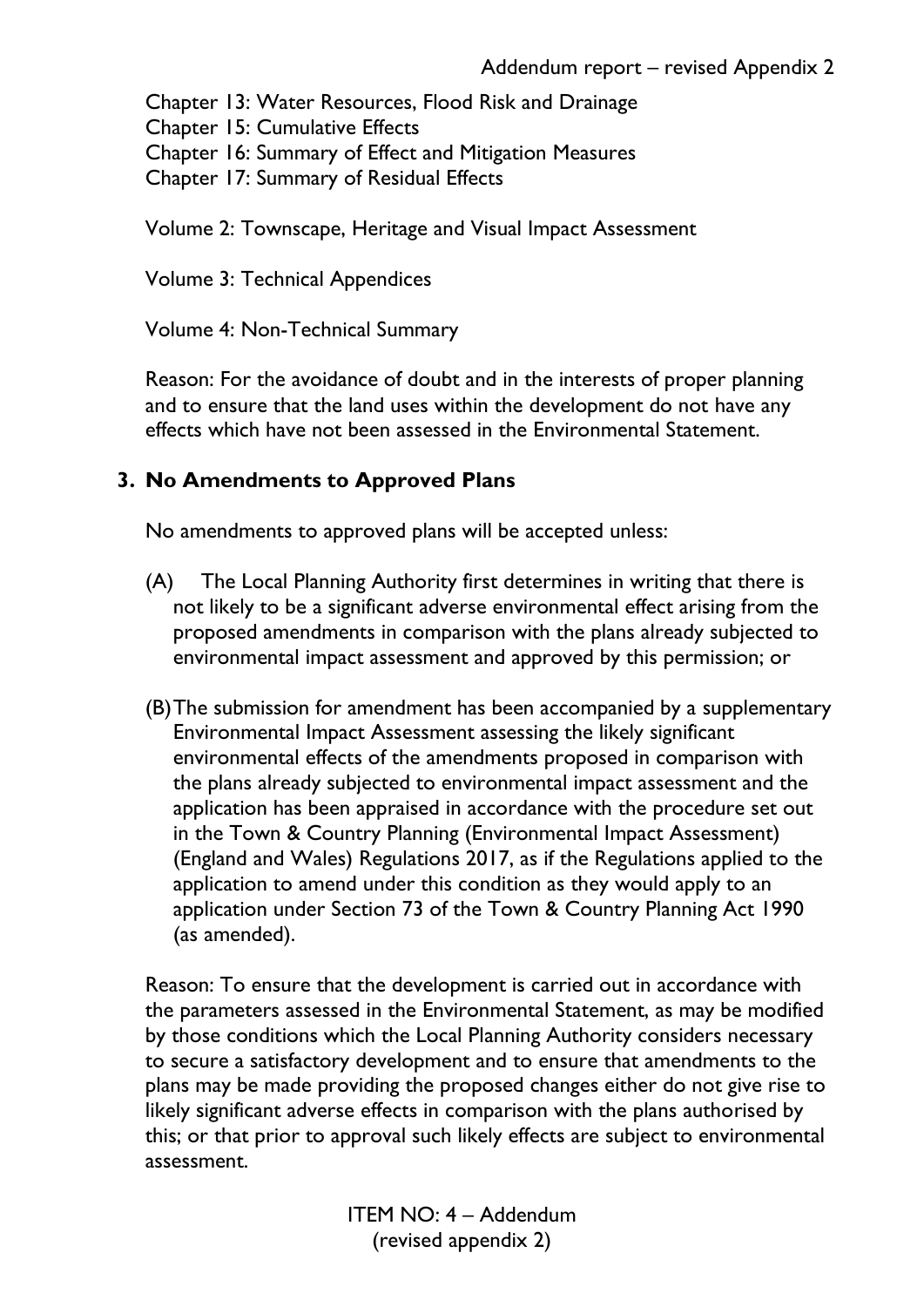Chapter 13: Water Resources, Flood Risk and Drainage
Chapter 15: Cumulative Effects
Chapter 16: Summary of Effect and Mitigation Measures
Chapter 17: Summary of Residual Effects

Volume 2: Townscape, Heritage and Visual Impact Assessment

Volume 3: Technical Appendices

Volume 4: Non-Technical Summary

Reason: For the avoidance of doubt and in the interests of proper planning and to ensure that the land uses within the development do not have any effects which have not been assessed in the Environmental Statement.

## 3. No Amendments to Approved Plans

No amendments to approved plans will be accepted unless:

(A) The Local Planning Authority first determines in writing that there is not likely to be a significant adverse environmental effect arising from the proposed amendments in comparison with the plans already subjected to environmental impact assessment and approved by this permission; or

(B) The submission for amendment has been accompanied by a supplementary Environmental Impact Assessment assessing the likely significant environmental effects of the amendments proposed in comparison with the plans already subjected to environmental impact assessment and the application has been appraised in accordance with the procedure set out in the Town & Country Planning (Environmental Impact Assessment) (England and Wales) Regulations 2017, as if the Regulations applied to the application to amend under this condition as they would apply to an application under Section 73 of the Town & Country Planning Act 1990 (as amended).

Reason: To ensure that the development is carried out in accordance with the parameters assessed in the Environmental Statement, as may be modified by those conditions which the Local Planning Authority considers necessary to secure a satisfactory development and to ensure that amendments to the plans may be made providing the proposed changes either do not give rise to likely significant adverse effects in comparison with the plans authorised by this; or that prior to approval such likely effects are subject to environmental assessment.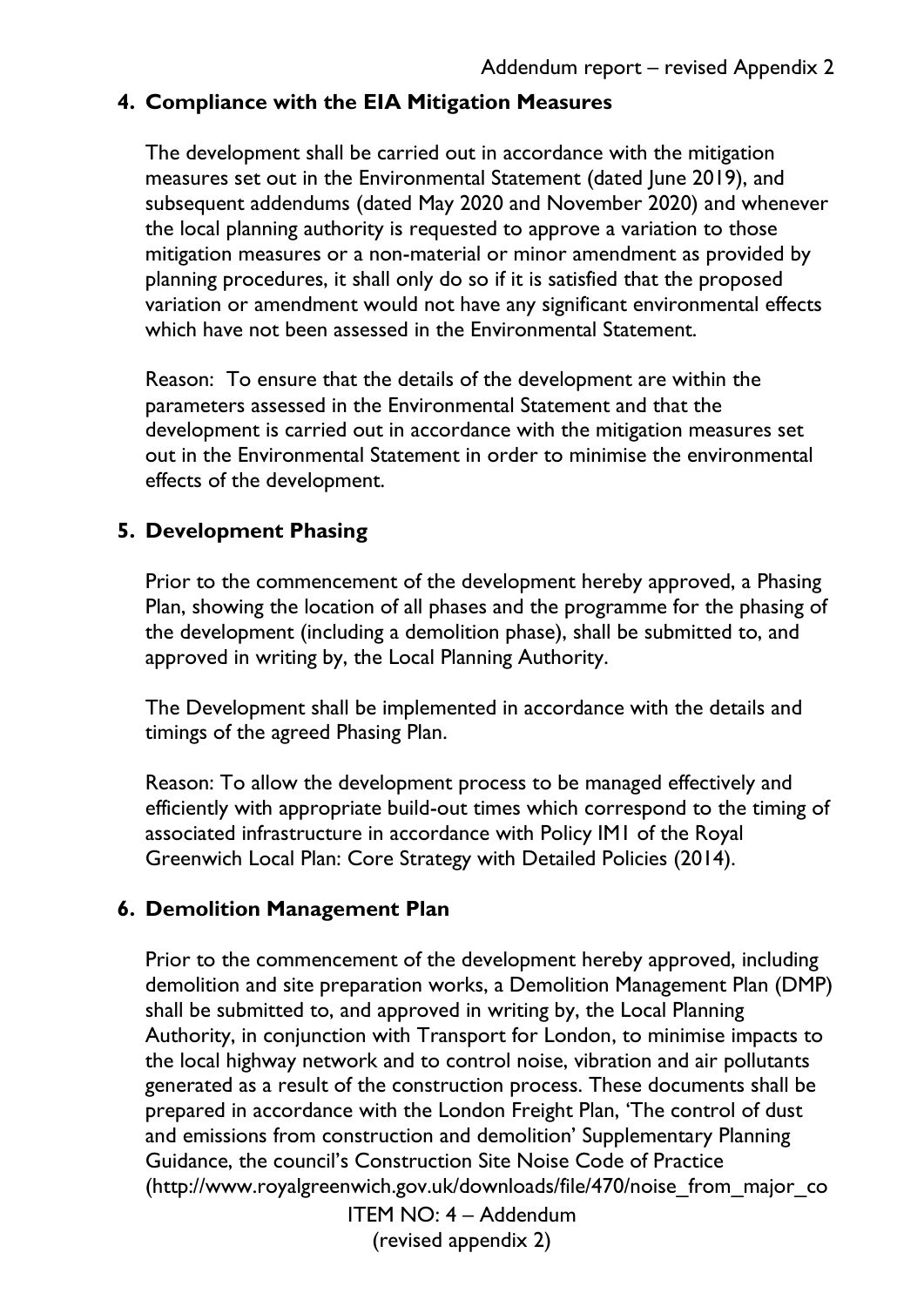## 4. Compliance with the EIA Mitigation Measures

The development shall be carried out in accordance with the mitigation measures set out in the Environmental Statement (dated June 2019), and subsequent addendums (dated May 2020 and November 2020) and whenever the local planning authority is requested to approve a variation to those mitigation measures or a non-material or minor amendment as provided by planning procedures, it shall only do so if it is satisfied that the proposed variation or amendment would not have any significant environmental effects which have not been assessed in the Environmental Statement.

Reason: To ensure that the details of the development are within the parameters assessed in the Environmental Statement and that the development is carried out in accordance with the mitigation measures set out in the Environmental Statement in order to minimise the environmental effects of the development.

## 5. Development Phasing

Prior to the commencement of the development hereby approved, a Phasing Plan, showing the location of all phases and the programme for the phasing of the development (including a demolition phase), shall be submitted to, and approved in writing by, the Local Planning Authority.

The Development shall be implemented in accordance with the details and timings of the agreed Phasing Plan.

Reason: To allow the development process to be managed effectively and efficiently with appropriate build-out times which correspond to the timing of associated infrastructure in accordance with Policy IM1 of the Royal Greenwich Local Plan: Core Strategy with Detailed Policies (2014).

## 6. Demolition Management Plan

Prior to the commencement of the development hereby approved, including demolition and site preparation works, a Demolition Management Plan (DMP) shall be submitted to, and approved in writing by, the Local Planning Authority, in conjunction with Transport for London, to minimise impacts to the local highway network and to control noise, vibration and air pollutants generated as a result of the construction process. These documents shall be prepared in accordance with the London Freight Plan, 'The control of dust and emissions from construction and demolition' Supplementary Planning Guidance, the council's Construction Site Noise Code of Practice (http://www.royalgreenwich.gov.uk/downloads/file/470/noise_from_major_co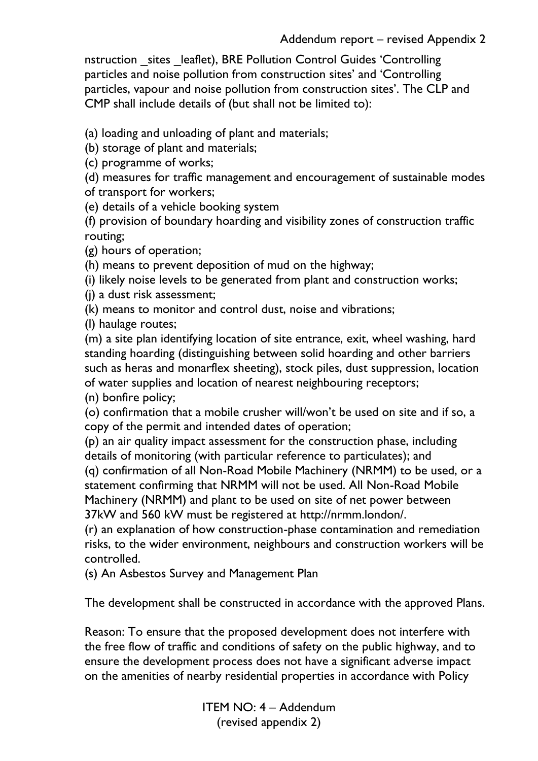nstruction _sites _leaflet), BRE Pollution Control Guides 'Controlling particles and noise pollution from construction sites' and 'Controlling particles, vapour and noise pollution from construction sites'. The CLP and CMP shall include details of (but shall not be limited to):

(a) loading and unloading of plant and materials;
(b) storage of plant and materials;
(c) programme of works;
(d) measures for traffic management and encouragement of sustainable modes of transport for workers;
(e) details of a vehicle booking system
(f) provision of boundary hoarding and visibility zones of construction traffic routing;
(g) hours of operation;
(h) means to prevent deposition of mud on the highway;
(i) likely noise levels to be generated from plant and construction works;
(j) a dust risk assessment;
(k) means to monitor and control dust, noise and vibrations;
(l) haulage routes;
(m) a site plan identifying location of site entrance, exit, wheel washing, hard standing hoarding (distinguishing between solid hoarding and other barriers such as heras and monarflex sheeting), stock piles, dust suppression, location of water supplies and location of nearest neighbouring receptors;
(n) bonfire policy;
(o) confirmation that a mobile crusher will/won't be used on site and if so, a copy of the permit and intended dates of operation;
(p) an air quality impact assessment for the construction phase, including details of monitoring (with particular reference to particulates); and
(q) confirmation of all Non-Road Mobile Machinery (NRMM) to be used, or a statement confirming that NRMM will not be used. All Non-Road Mobile Machinery (NRMM) and plant to be used on site of net power between 37kW and 560 kW must be registered at http://nrmm.london/.
(r) an explanation of how construction-phase contamination and remediation risks, to the wider environment, neighbours and construction workers will be controlled.
(s) An Asbestos Survey and Management Plan

The development shall be constructed in accordance with the approved Plans.

Reason: To ensure that the proposed development does not interfere with the free flow of traffic and conditions of safety on the public highway, and to ensure the development process does not have a significant adverse impact on the amenities of nearby residential properties in accordance with Policy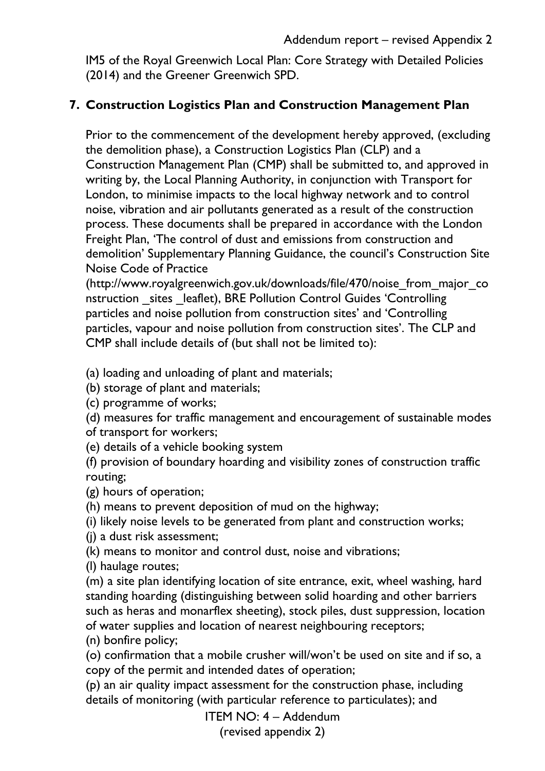IM5 of the Royal Greenwich Local Plan: Core Strategy with Detailed Policies (2014) and the Greener Greenwich SPD.

## 7. Construction Logistics Plan and Construction Management Plan

Prior to the commencement of the development hereby approved, (excluding the demolition phase), a Construction Logistics Plan (CLP) and a Construction Management Plan (CMP) shall be submitted to, and approved in writing by, the Local Planning Authority, in conjunction with Transport for London, to minimise impacts to the local highway network and to control noise, vibration and air pollutants generated as a result of the construction process. These documents shall be prepared in accordance with the London Freight Plan, 'The control of dust and emissions from construction and demolition' Supplementary Planning Guidance, the council's Construction Site Noise Code of Practice (http://www.royalgreenwich.gov.uk/downloads/file/470/noise_from_major_construction _sites _leaflet), BRE Pollution Control Guides 'Controlling particles and noise pollution from construction sites' and 'Controlling particles, vapour and noise pollution from construction sites'. The CLP and CMP shall include details of (but shall not be limited to):

(a) loading and unloading of plant and materials;
(b) storage of plant and materials;
(c) programme of works;
(d) measures for traffic management and encouragement of sustainable modes of transport for workers;
(e) details of a vehicle booking system
(f) provision of boundary hoarding and visibility zones of construction traffic routing;
(g) hours of operation;
(h) means to prevent deposition of mud on the highway;
(i) likely noise levels to be generated from plant and construction works;
(j) a dust risk assessment;
(k) means to monitor and control dust, noise and vibrations;
(l) haulage routes;
(m) a site plan identifying location of site entrance, exit, wheel washing, hard standing hoarding (distinguishing between solid hoarding and other barriers such as heras and monarflex sheeting), stock piles, dust suppression, location of water supplies and location of nearest neighbouring receptors;
(n) bonfire policy;
(o) confirmation that a mobile crusher will/won't be used on site and if so, a copy of the permit and intended dates of operation;
(p) an air quality impact assessment for the construction phase, including details of monitoring (with particular reference to particulates); and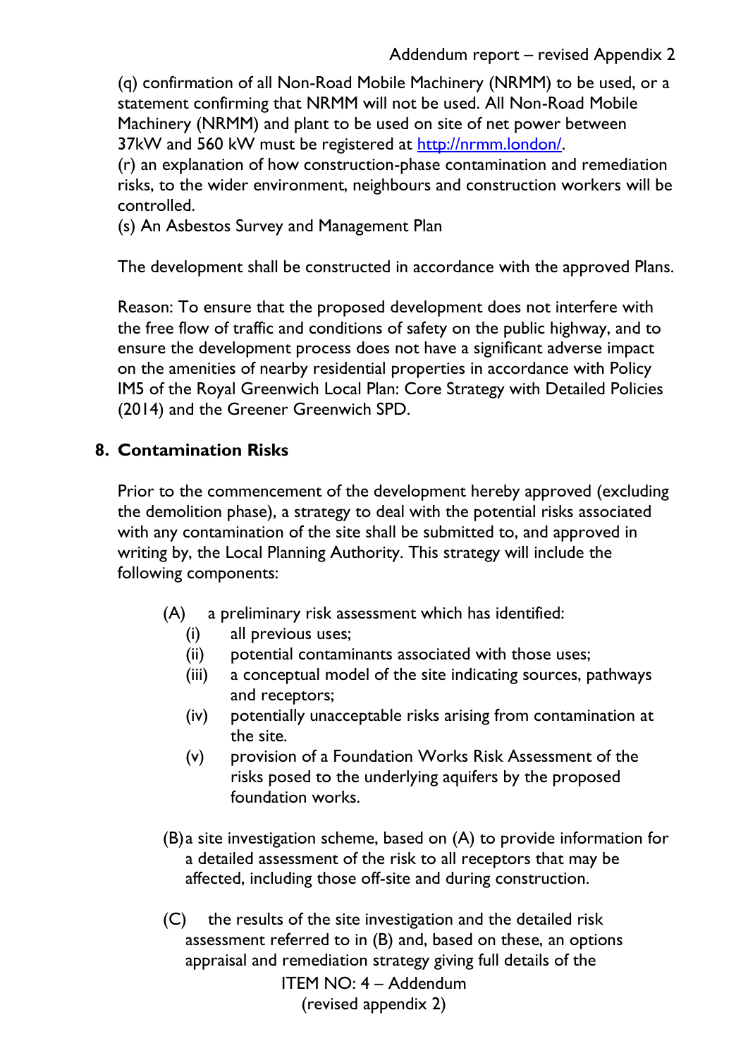(q) confirmation of all Non-Road Mobile Machinery (NRMM) to be used, or a statement confirming that NRMM will not be used. All Non-Road Mobile Machinery (NRMM) and plant to be used on site of net power between 37kW and 560 kW must be registered at http://nrmm.london/.

(r) an explanation of how construction-phase contamination and remediation risks, to the wider environment, neighbours and construction workers will be controlled.

(s) An Asbestos Survey and Management Plan

The development shall be constructed in accordance with the approved Plans.

Reason: To ensure that the proposed development does not interfere with the free flow of traffic and conditions of safety on the public highway, and to ensure the development process does not have a significant adverse impact on the amenities of nearby residential properties in accordance with Policy IM5 of the Royal Greenwich Local Plan: Core Strategy with Detailed Policies (2014) and the Greener Greenwich SPD.

## 8. Contamination Risks

Prior to the commencement of the development hereby approved (excluding the demolition phase), a strategy to deal with the potential risks associated with any contamination of the site shall be submitted to, and approved in writing by, the Local Planning Authority. This strategy will include the following components:

(A) a preliminary risk assessment which has identified:

- (i) all previous uses;
- (ii) potential contaminants associated with those uses;
- (iii) a conceptual model of the site indicating sources, pathways and receptors;
- (iv) potentially unacceptable risks arising from contamination at the site.
- (v) provision of a Foundation Works Risk Assessment of the risks posed to the underlying aquifers by the proposed foundation works.

(B) a site investigation scheme, based on (A) to provide information for a detailed assessment of the risk to all receptors that may be affected, including those off-site and during construction.

(C) the results of the site investigation and the detailed risk assessment referred to in (B) and, based on these, an options appraisal and remediation strategy giving full details of the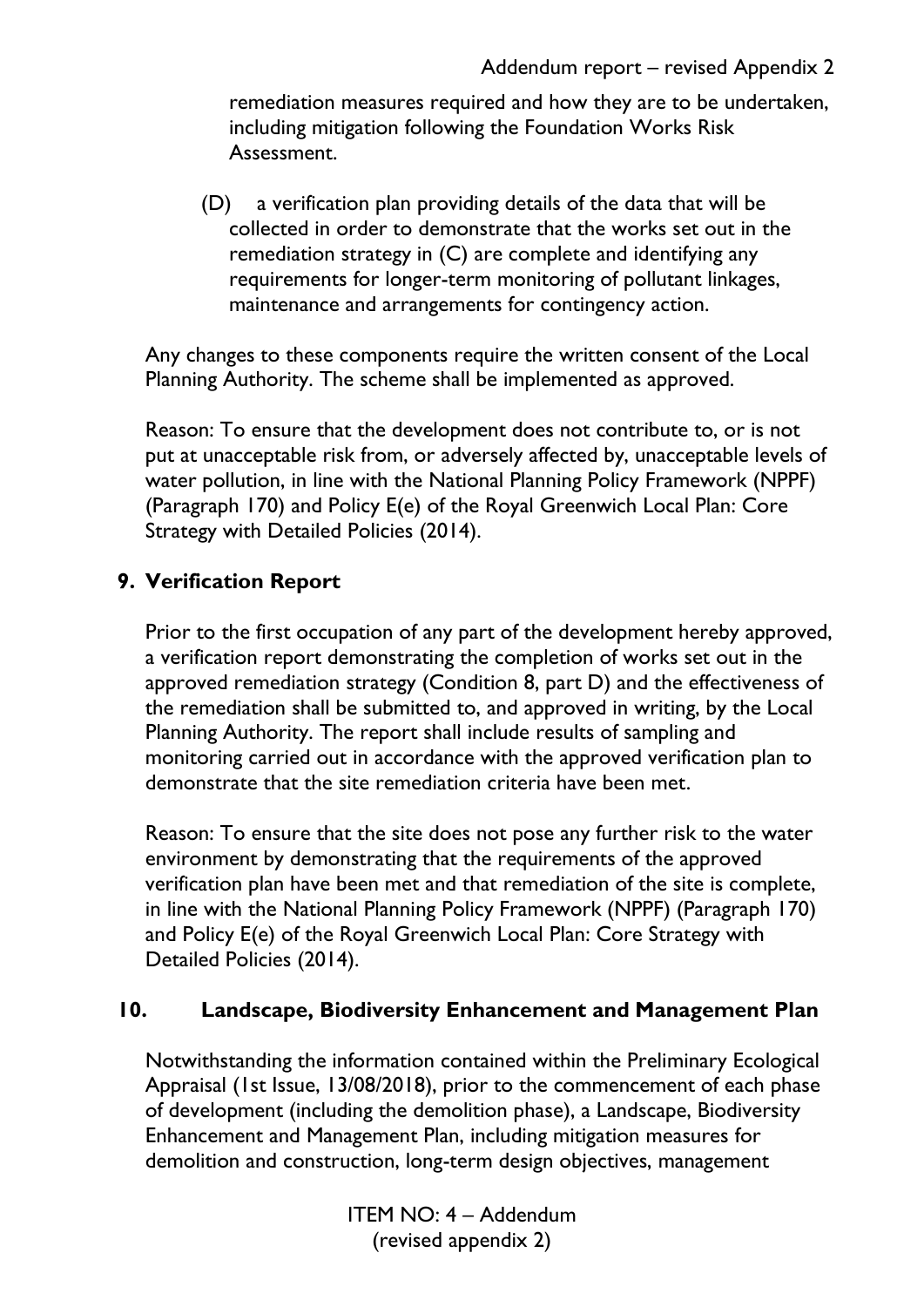remediation measures required and how they are to be undertaken, including mitigation following the Foundation Works Risk Assessment.

(D) a verification plan providing details of the data that will be collected in order to demonstrate that the works set out in the remediation strategy in (C) are complete and identifying any requirements for longer-term monitoring of pollutant linkages, maintenance and arrangements for contingency action.

Any changes to these components require the written consent of the Local Planning Authority. The scheme shall be implemented as approved.

Reason: To ensure that the development does not contribute to, or is not put at unacceptable risk from, or adversely affected by, unacceptable levels of water pollution, in line with the National Planning Policy Framework (NPPF) (Paragraph 170) and Policy E(e) of the Royal Greenwich Local Plan: Core Strategy with Detailed Policies (2014).

## 9. Verification Report

Prior to the first occupation of any part of the development hereby approved, a verification report demonstrating the completion of works set out in the approved remediation strategy (Condition 8, part D) and the effectiveness of the remediation shall be submitted to, and approved in writing, by the Local Planning Authority. The report shall include results of sampling and monitoring carried out in accordance with the approved verification plan to demonstrate that the site remediation criteria have been met.

Reason: To ensure that the site does not pose any further risk to the water environment by demonstrating that the requirements of the approved verification plan have been met and that remediation of the site is complete, in line with the National Planning Policy Framework (NPPF) (Paragraph 170) and Policy E(e) of the Royal Greenwich Local Plan: Core Strategy with Detailed Policies (2014).

## 10. Landscape, Biodiversity Enhancement and Management Plan

Notwithstanding the information contained within the Preliminary Ecological Appraisal (1st Issue, 13/08/2018), prior to the commencement of each phase of development (including the demolition phase), a Landscape, Biodiversity Enhancement and Management Plan, including mitigation measures for demolition and construction, long-term design objectives, management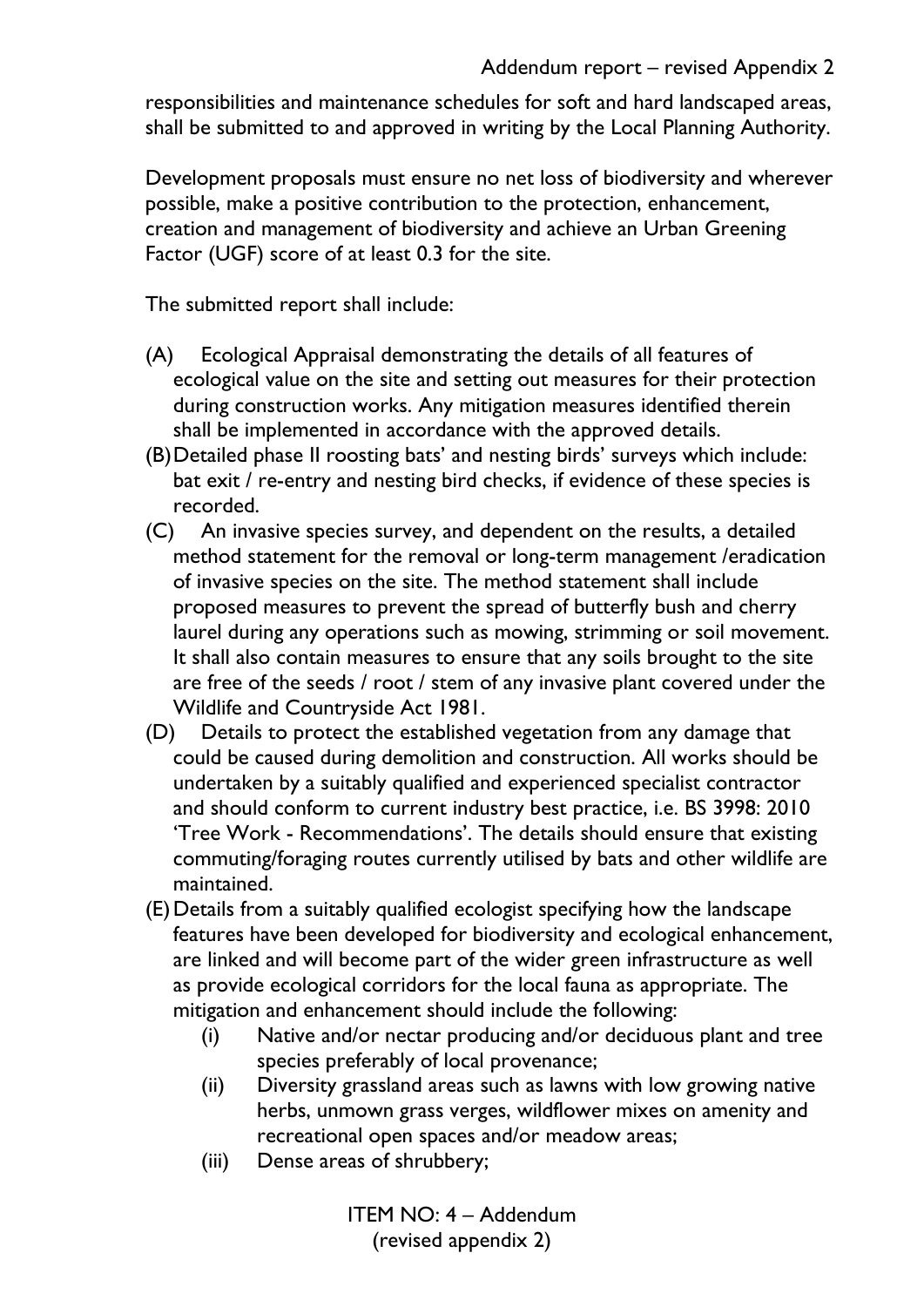responsibilities and maintenance schedules for soft and hard landscaped areas, shall be submitted to and approved in writing by the Local Planning Authority.

Development proposals must ensure no net loss of biodiversity and wherever possible, make a positive contribution to the protection, enhancement, creation and management of biodiversity and achieve an Urban Greening Factor (UGF) score of at least 0.3 for the site.

The submitted report shall include:

(A) Ecological Appraisal demonstrating the details of all features of ecological value on the site and setting out measures for their protection during construction works. Any mitigation measures identified therein shall be implemented in accordance with the approved details.

(B) Detailed phase II roosting bats' and nesting birds' surveys which include: bat exit / re-entry and nesting bird checks, if evidence of these species is recorded.

(C) An invasive species survey, and dependent on the results, a detailed method statement for the removal or long-term management /eradication of invasive species on the site. The method statement shall include proposed measures to prevent the spread of butterfly bush and cherry laurel during any operations such as mowing, strimming or soil movement. It shall also contain measures to ensure that any soils brought to the site are free of the seeds / root / stem of any invasive plant covered under the Wildlife and Countryside Act 1981.

(D) Details to protect the established vegetation from any damage that could be caused during demolition and construction. All works should be undertaken by a suitably qualified and experienced specialist contractor and should conform to current industry best practice, i.e. BS 3998: 2010 'Tree Work - Recommendations'. The details should ensure that existing commuting/foraging routes currently utilised by bats and other wildlife are maintained.

(E) Details from a suitably qualified ecologist specifying how the landscape features have been developed for biodiversity and ecological enhancement, are linked and will become part of the wider green infrastructure as well as provide ecological corridors for the local fauna as appropriate. The mitigation and enhancement should include the following:

   (i) Native and/or nectar producing and/or deciduous plant and tree species preferably of local provenance;
   
   (ii) Diversity grassland areas such as lawns with low growing native herbs, unmown grass verges, wildflower mixes on amenity and recreational open spaces and/or meadow areas;
   
   (iii) Dense areas of shrubbery;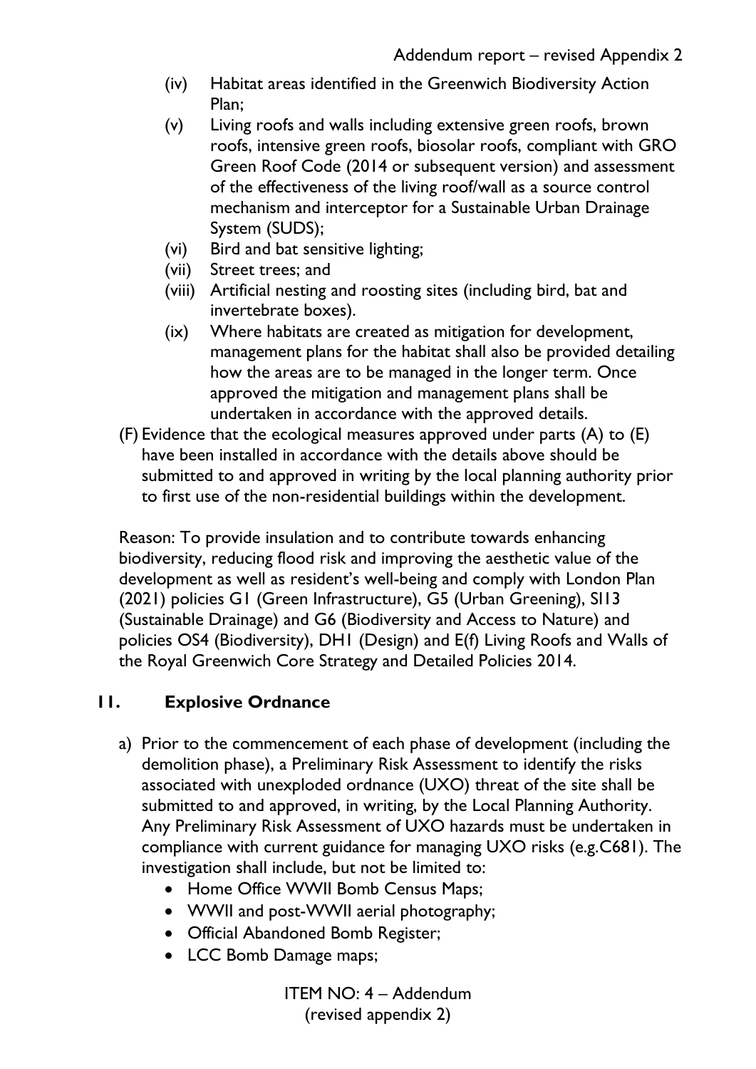(iv) Habitat areas identified in the Greenwich Biodiversity Action Plan;

(v) Living roofs and walls including extensive green roofs, brown roofs, intensive green roofs, biosolar roofs, compliant with GRO Green Roof Code (2014 or subsequent version) and assessment of the effectiveness of the living roof/wall as a source control mechanism and interceptor for a Sustainable Urban Drainage System (SUDS);

(vi) Bird and bat sensitive lighting;

(vii) Street trees; and

(viii) Artificial nesting and roosting sites (including bird, bat and invertebrate boxes).

(ix) Where habitats are created as mitigation for development, management plans for the habitat shall also be provided detailing how the areas are to be managed in the longer term. Once approved the mitigation and management plans shall be undertaken in accordance with the approved details.

(F) Evidence that the ecological measures approved under parts (A) to (E) have been installed in accordance with the details above should be submitted to and approved in writing by the local planning authority prior to first use of the non-residential buildings within the development.

Reason: To provide insulation and to contribute towards enhancing biodiversity, reducing flood risk and improving the aesthetic value of the development as well as resident's well-being and comply with London Plan (2021) policies G1 (Green Infrastructure), G5 (Urban Greening), SI13 (Sustainable Drainage) and G6 (Biodiversity and Access to Nature) and policies OS4 (Biodiversity), DH1 (Design) and E(f) Living Roofs and Walls of the Royal Greenwich Core Strategy and Detailed Policies 2014.

## 11. Explosive Ordnance

a) Prior to the commencement of each phase of development (including the demolition phase), a Preliminary Risk Assessment to identify the risks associated with unexploded ordnance (UXO) threat of the site shall be submitted to and approved, in writing, by the Local Planning Authority. Any Preliminary Risk Assessment of UXO hazards must be undertaken in compliance with current guidance for managing UXO risks (e.g.C681). The investigation shall include, but not be limited to:

- Home Office WWII Bomb Census Maps;
- WWII and post-WWII aerial photography;
- Official Abandoned Bomb Register;
- LCC Bomb Damage maps;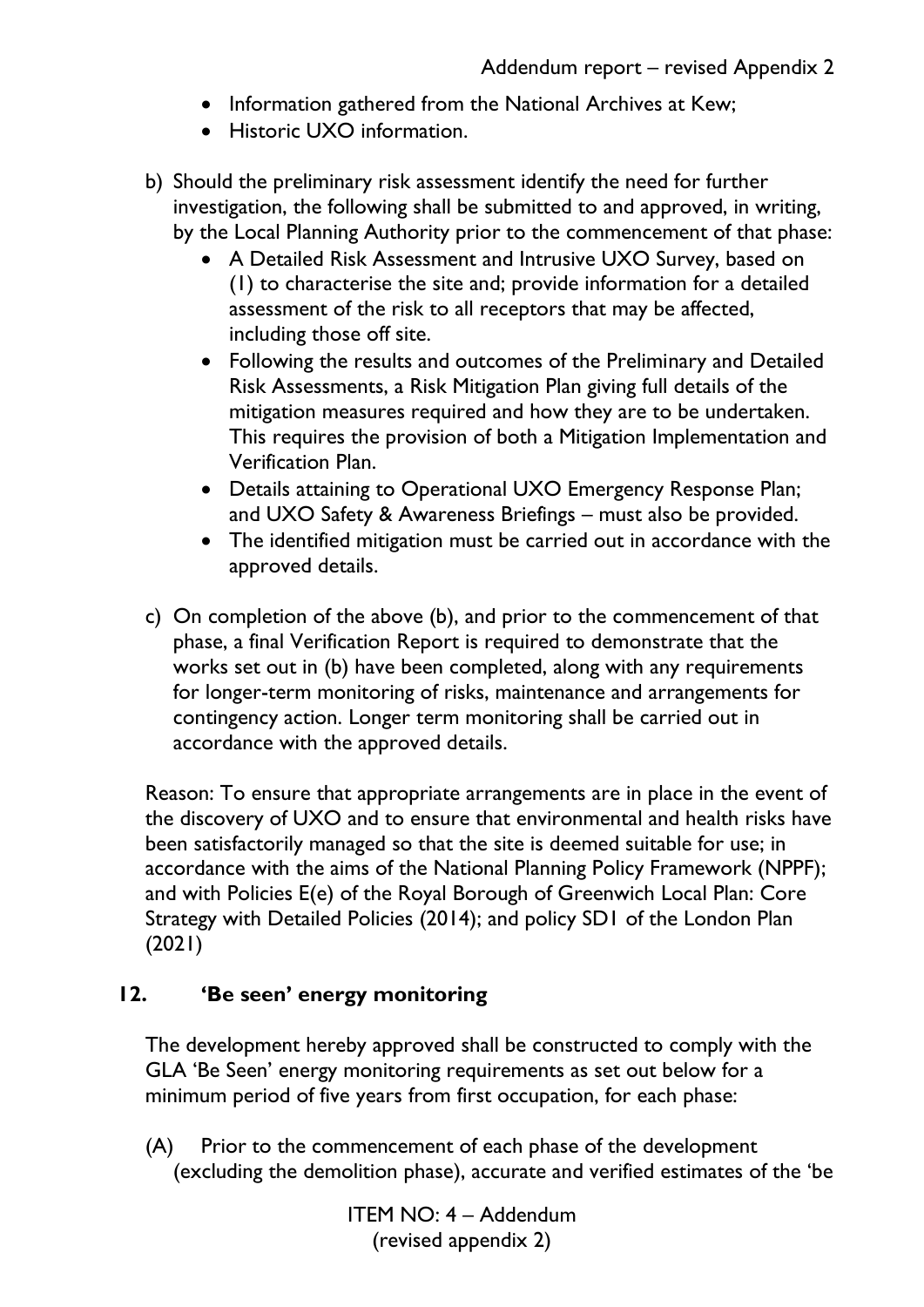- Information gathered from the National Archives at Kew;
- Historic UXO information.

b) Should the preliminary risk assessment identify the need for further investigation, the following shall be submitted to and approved, in writing, by the Local Planning Authority prior to the commencement of that phase:

- A Detailed Risk Assessment and Intrusive UXO Survey, based on (1) to characterise the site and; provide information for a detailed assessment of the risk to all receptors that may be affected, including those off site.
- Following the results and outcomes of the Preliminary and Detailed Risk Assessments, a Risk Mitigation Plan giving full details of the mitigation measures required and how they are to be undertaken. This requires the provision of both a Mitigation Implementation and Verification Plan.
- Details attaining to Operational UXO Emergency Response Plan; and UXO Safety & Awareness Briefings – must also be provided.
- The identified mitigation must be carried out in accordance with the approved details.

c) On completion of the above (b), and prior to the commencement of that phase, a final Verification Report is required to demonstrate that the works set out in (b) have been completed, along with any requirements for longer-term monitoring of risks, maintenance and arrangements for contingency action. Longer term monitoring shall be carried out in accordance with the approved details.

Reason: To ensure that appropriate arrangements are in place in the event of the discovery of UXO and to ensure that environmental and health risks have been satisfactorily managed so that the site is deemed suitable for use; in accordance with the aims of the National Planning Policy Framework (NPPF); and with Policies E(e) of the Royal Borough of Greenwich Local Plan: Core Strategy with Detailed Policies (2014); and policy SD1 of the London Plan (2021)

## 12. 'Be seen' energy monitoring

The development hereby approved shall be constructed to comply with the GLA 'Be Seen' energy monitoring requirements as set out below for a minimum period of five years from first occupation, for each phase:

(A) Prior to the commencement of each phase of the development (excluding the demolition phase), accurate and verified estimates of the 'be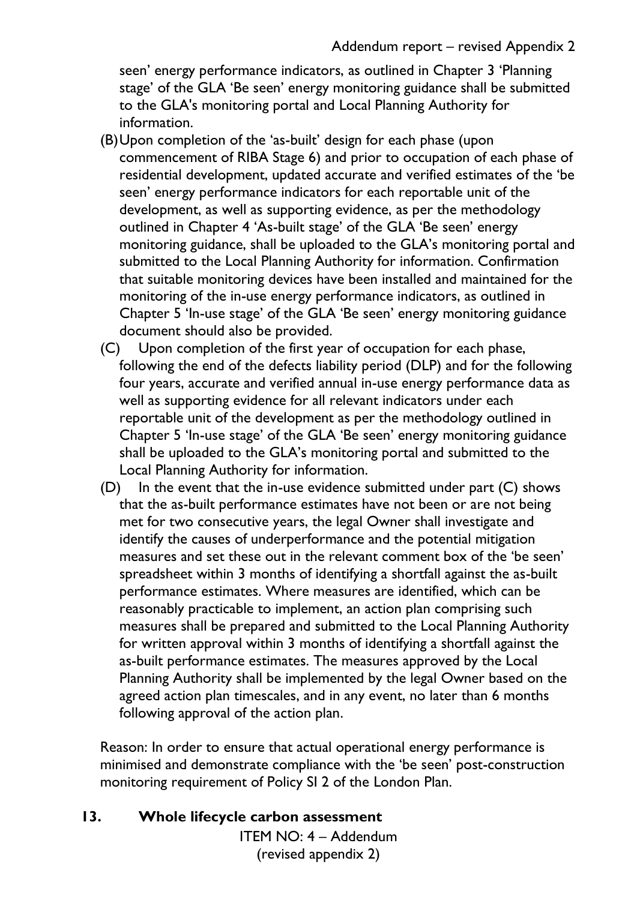seen' energy performance indicators, as outlined in Chapter 3 'Planning stage' of the GLA 'Be seen' energy monitoring guidance shall be submitted to the GLA's monitoring portal and Local Planning Authority for information.

(B) Upon completion of the 'as-built' design for each phase (upon commencement of RIBA Stage 6) and prior to occupation of each phase of residential development, updated accurate and verified estimates of the 'be seen' energy performance indicators for each reportable unit of the development, as well as supporting evidence, as per the methodology outlined in Chapter 4 'As-built stage' of the GLA 'Be seen' energy monitoring guidance, shall be uploaded to the GLA's monitoring portal and submitted to the Local Planning Authority for information. Confirmation that suitable monitoring devices have been installed and maintained for the monitoring of the in-use energy performance indicators, as outlined in Chapter 5 'In-use stage' of the GLA 'Be seen' energy monitoring guidance document should also be provided.

(C) Upon completion of the first year of occupation for each phase, following the end of the defects liability period (DLP) and for the following four years, accurate and verified annual in-use energy performance data as well as supporting evidence for all relevant indicators under each reportable unit of the development as per the methodology outlined in Chapter 5 'In-use stage' of the GLA 'Be seen' energy monitoring guidance shall be uploaded to the GLA's monitoring portal and submitted to the Local Planning Authority for information.

(D) In the event that the in-use evidence submitted under part (C) shows that the as-built performance estimates have not been or are not being met for two consecutive years, the legal Owner shall investigate and identify the causes of underperformance and the potential mitigation measures and set these out in the relevant comment box of the 'be seen' spreadsheet within 3 months of identifying a shortfall against the as-built performance estimates. Where measures are identified, which can be reasonably practicable to implement, an action plan comprising such measures shall be prepared and submitted to the Local Planning Authority for written approval within 3 months of identifying a shortfall against the as-built performance estimates. The measures approved by the Local Planning Authority shall be implemented by the legal Owner based on the agreed action plan timescales, and in any event, no later than 6 months following approval of the action plan.

Reason: In order to ensure that actual operational energy performance is minimised and demonstrate compliance with the 'be seen' post-construction monitoring requirement of Policy SI 2 of the London Plan.

## 13. Whole lifecycle carbon assessment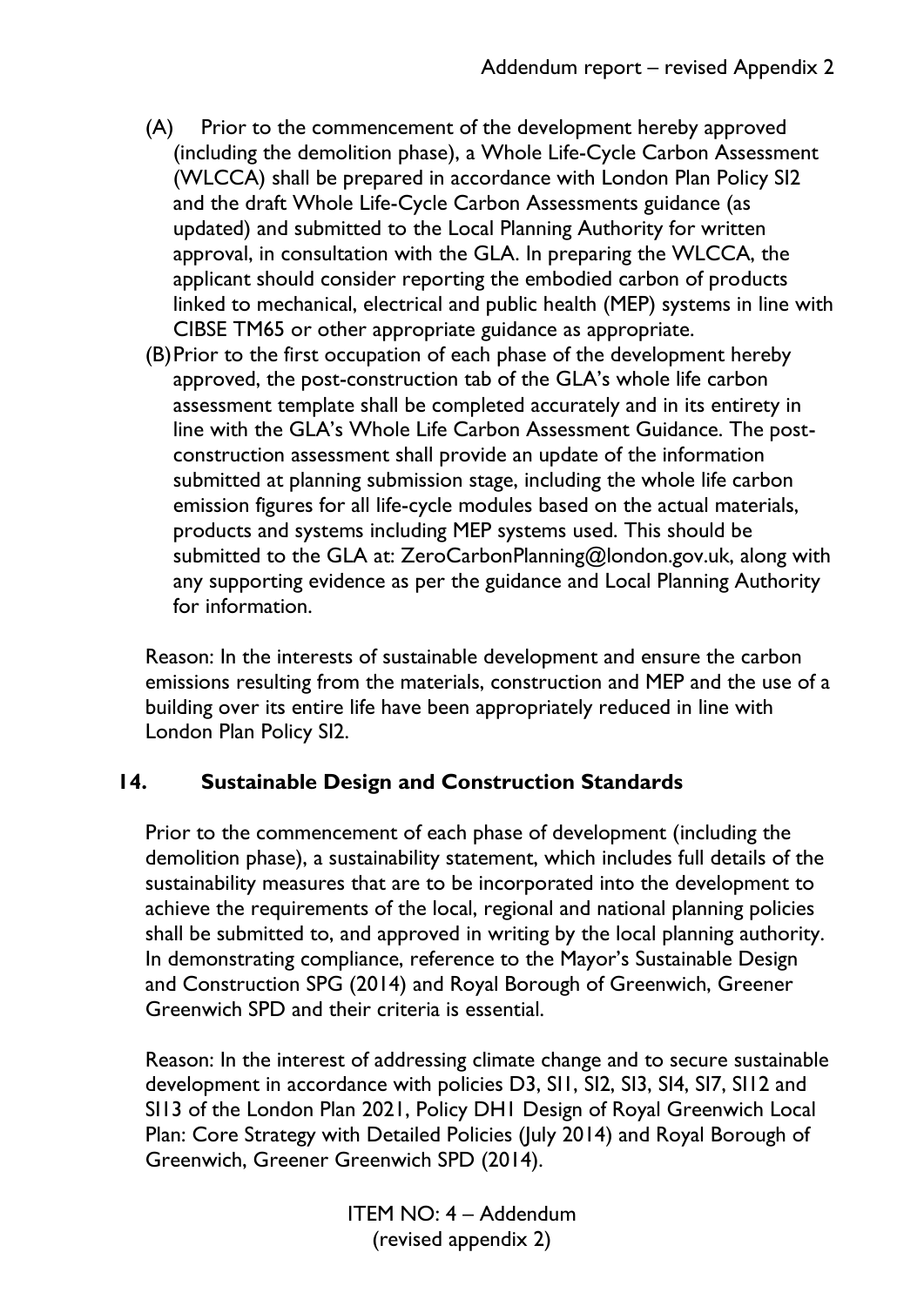(A) Prior to the commencement of the development hereby approved (including the demolition phase), a Whole Life-Cycle Carbon Assessment (WLCCA) shall be prepared in accordance with London Plan Policy SI2 and the draft Whole Life-Cycle Carbon Assessments guidance (as updated) and submitted to the Local Planning Authority for written approval, in consultation with the GLA. In preparing the WLCCA, the applicant should consider reporting the embodied carbon of products linked to mechanical, electrical and public health (MEP) systems in line with CIBSE TM65 or other appropriate guidance as appropriate.

(B) Prior to the first occupation of each phase of the development hereby approved, the post-construction tab of the GLA's whole life carbon assessment template shall be completed accurately and in its entirety in line with the GLA's Whole Life Carbon Assessment Guidance. The post-construction assessment shall provide an update of the information submitted at planning submission stage, including the whole life carbon emission figures for all life-cycle modules based on the actual materials, products and systems including MEP systems used. This should be submitted to the GLA at: ZeroCarbonPlanning@london.gov.uk, along with any supporting evidence as per the guidance and Local Planning Authority for information.

Reason: In the interests of sustainable development and ensure the carbon emissions resulting from the materials, construction and MEP and the use of a building over its entire life have been appropriately reduced in line with London Plan Policy SI2.

## 14. Sustainable Design and Construction Standards

Prior to the commencement of each phase of development (including the demolition phase), a sustainability statement, which includes full details of the sustainability measures that are to be incorporated into the development to achieve the requirements of the local, regional and national planning policies shall be submitted to, and approved in writing by the local planning authority. In demonstrating compliance, reference to the Mayor's Sustainable Design and Construction SPG (2014) and Royal Borough of Greenwich, Greener Greenwich SPD and their criteria is essential.

Reason: In the interest of addressing climate change and to secure sustainable development in accordance with policies D3, SI1, SI2, SI3, SI4, SI7, SI12 and SI13 of the London Plan 2021, Policy DH1 Design of Royal Greenwich Local Plan: Core Strategy with Detailed Policies (July 2014) and Royal Borough of Greenwich, Greener Greenwich SPD (2014).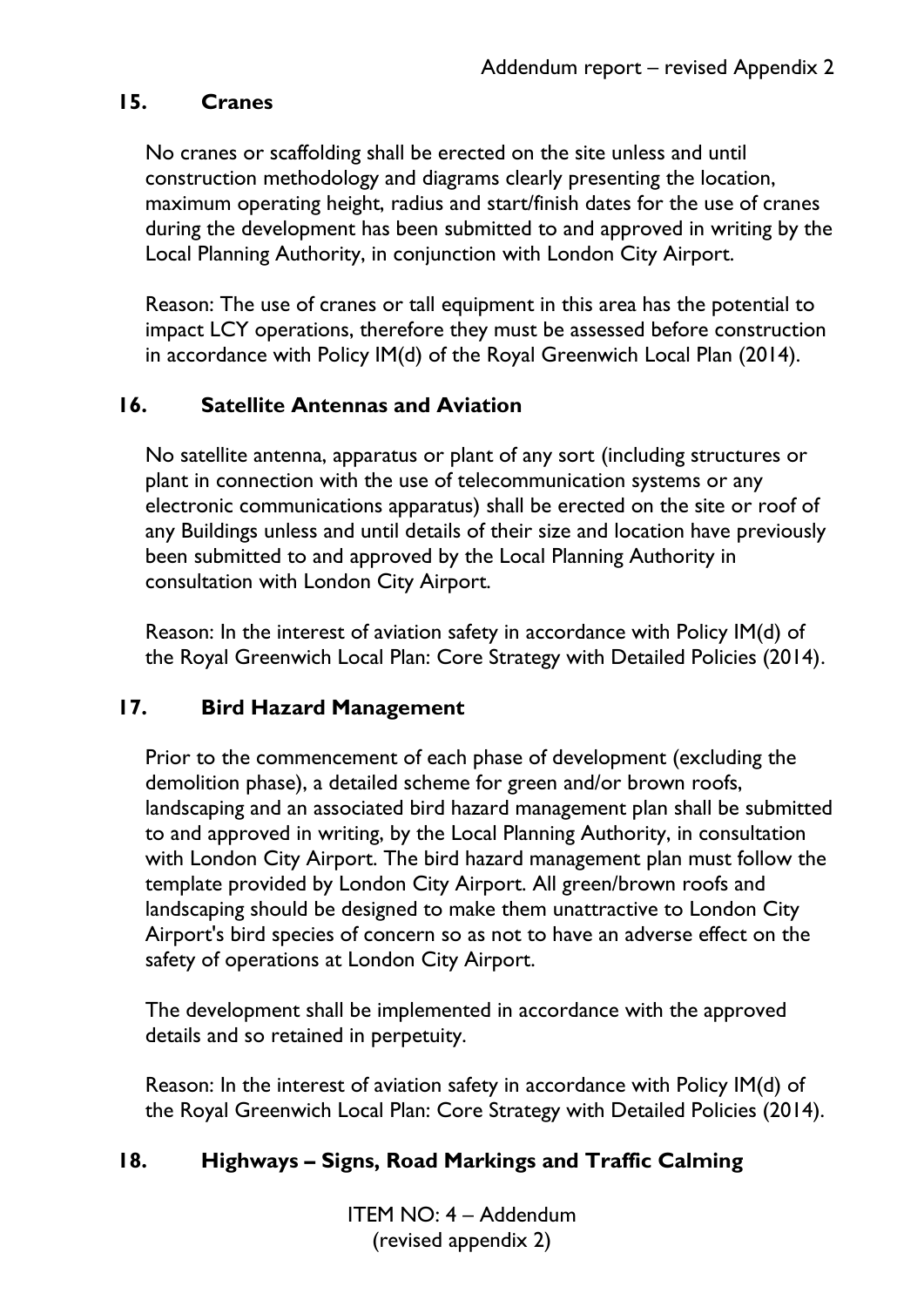## 15. Cranes

No cranes or scaffolding shall be erected on the site unless and until construction methodology and diagrams clearly presenting the location, maximum operating height, radius and start/finish dates for the use of cranes during the development has been submitted to and approved in writing by the Local Planning Authority, in conjunction with London City Airport.

Reason: The use of cranes or tall equipment in this area has the potential to impact LCY operations, therefore they must be assessed before construction in accordance with Policy IM(d) of the Royal Greenwich Local Plan (2014).

## 16. Satellite Antennas and Aviation

No satellite antenna, apparatus or plant of any sort (including structures or plant in connection with the use of telecommunication systems or any electronic communications apparatus) shall be erected on the site or roof of any Buildings unless and until details of their size and location have previously been submitted to and approved by the Local Planning Authority in consultation with London City Airport.

Reason: In the interest of aviation safety in accordance with Policy IM(d) of the Royal Greenwich Local Plan: Core Strategy with Detailed Policies (2014).

## 17. Bird Hazard Management

Prior to the commencement of each phase of development (excluding the demolition phase), a detailed scheme for green and/or brown roofs, landscaping and an associated bird hazard management plan shall be submitted to and approved in writing, by the Local Planning Authority, in consultation with London City Airport. The bird hazard management plan must follow the template provided by London City Airport. All green/brown roofs and landscaping should be designed to make them unattractive to London City Airport's bird species of concern so as not to have an adverse effect on the safety of operations at London City Airport.

The development shall be implemented in accordance with the approved details and so retained in perpetuity.

Reason: In the interest of aviation safety in accordance with Policy IM(d) of the Royal Greenwich Local Plan: Core Strategy with Detailed Policies (2014).

## 18. Highways – Signs, Road Markings and Traffic Calming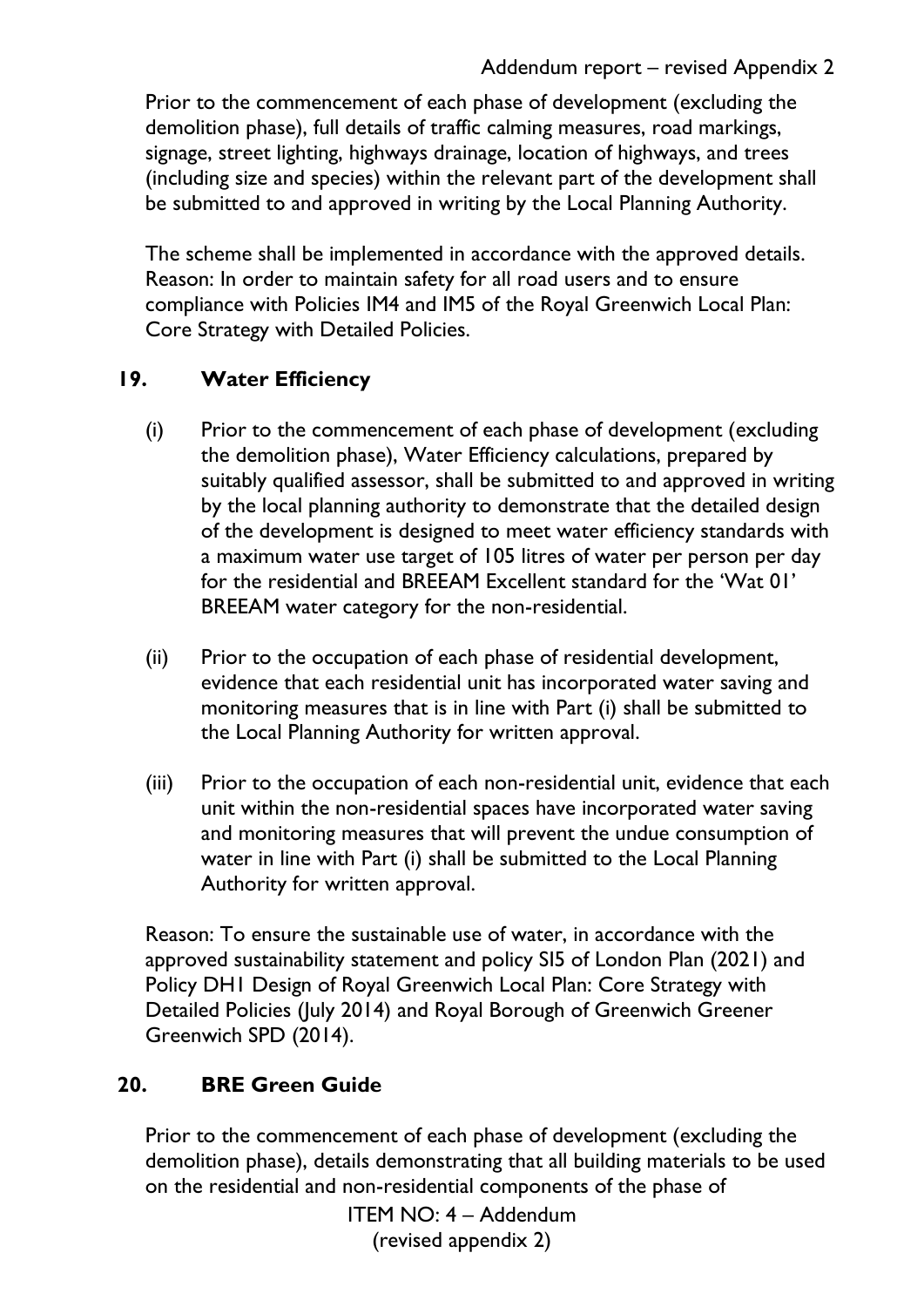Prior to the commencement of each phase of development (excluding the demolition phase), full details of traffic calming measures, road markings, signage, street lighting, highways drainage, location of highways, and trees (including size and species) within the relevant part of the development shall be submitted to and approved in writing by the Local Planning Authority.

The scheme shall be implemented in accordance with the approved details. Reason: In order to maintain safety for all road users and to ensure compliance with Policies IM4 and IM5 of the Royal Greenwich Local Plan: Core Strategy with Detailed Policies.

## 19. Water Efficiency

(i) Prior to the commencement of each phase of development (excluding the demolition phase), Water Efficiency calculations, prepared by suitably qualified assessor, shall be submitted to and approved in writing by the local planning authority to demonstrate that the detailed design of the development is designed to meet water efficiency standards with a maximum water use target of 105 litres of water per person per day for the residential and BREEAM Excellent standard for the 'Wat 01' BREEAM water category for the non-residential.

(ii) Prior to the occupation of each phase of residential development, evidence that each residential unit has incorporated water saving and monitoring measures that is in line with Part (i) shall be submitted to the Local Planning Authority for written approval.

(iii) Prior to the occupation of each non-residential unit, evidence that each unit within the non-residential spaces have incorporated water saving and monitoring measures that will prevent the undue consumption of water in line with Part (i) shall be submitted to the Local Planning Authority for written approval.

Reason: To ensure the sustainable use of water, in accordance with the approved sustainability statement and policy SI5 of London Plan (2021) and Policy DH1 Design of Royal Greenwich Local Plan: Core Strategy with Detailed Policies (July 2014) and Royal Borough of Greenwich Greener Greenwich SPD (2014).

## 20. BRE Green Guide

Prior to the commencement of each phase of development (excluding the demolition phase), details demonstrating that all building materials to be used on the residential and non-residential components of the phase of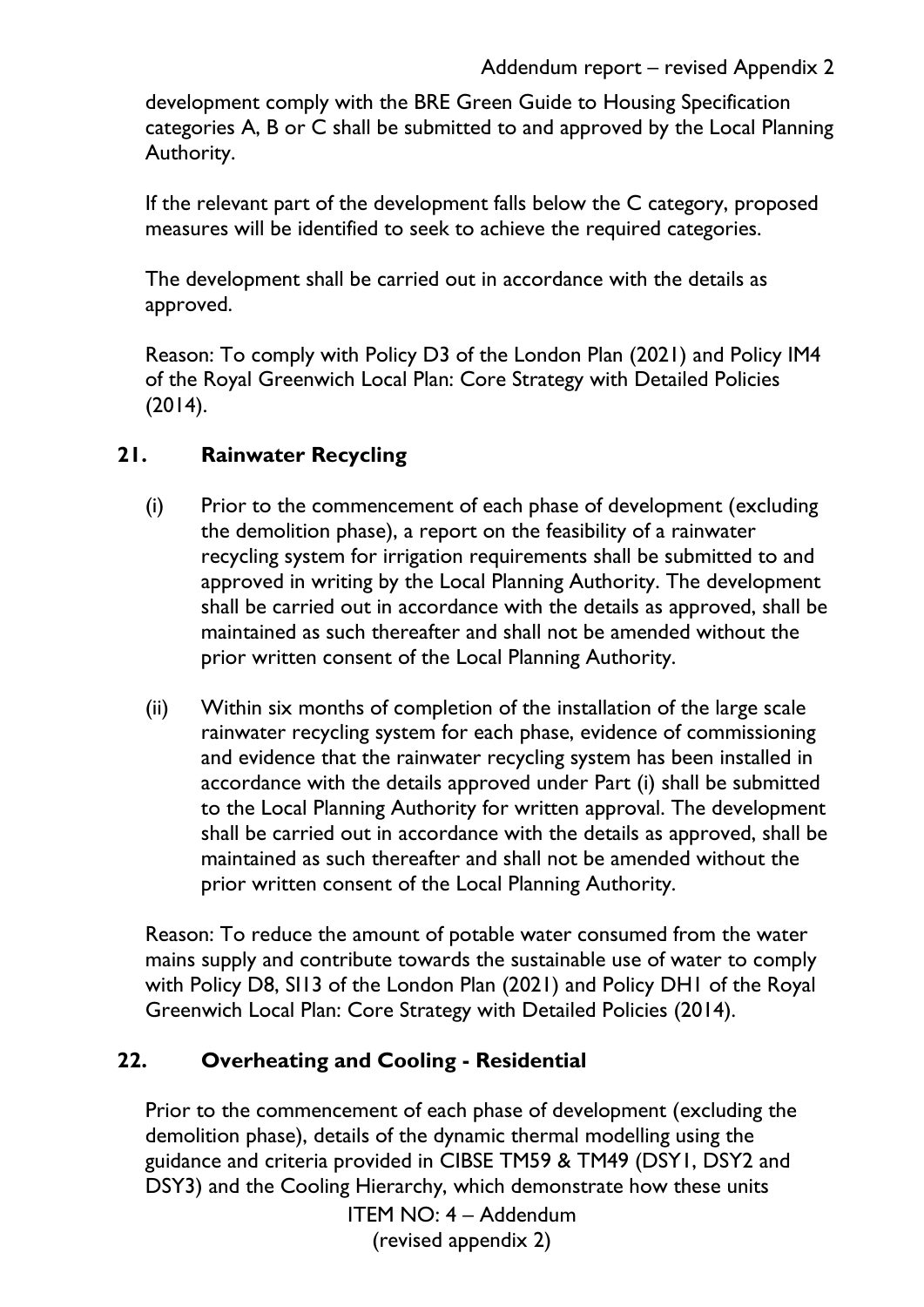development comply with the BRE Green Guide to Housing Specification categories A, B or C shall be submitted to and approved by the Local Planning Authority.

If the relevant part of the development falls below the C category, proposed measures will be identified to seek to achieve the required categories.

The development shall be carried out in accordance with the details as approved.

Reason: To comply with Policy D3 of the London Plan (2021) and Policy IM4 of the Royal Greenwich Local Plan: Core Strategy with Detailed Policies (2014).

## 21. Rainwater Recycling

(i) Prior to the commencement of each phase of development (excluding the demolition phase), a report on the feasibility of a rainwater recycling system for irrigation requirements shall be submitted to and approved in writing by the Local Planning Authority. The development shall be carried out in accordance with the details as approved, shall be maintained as such thereafter and shall not be amended without the prior written consent of the Local Planning Authority.

(ii) Within six months of completion of the installation of the large scale rainwater recycling system for each phase, evidence of commissioning and evidence that the rainwater recycling system has been installed in accordance with the details approved under Part (i) shall be submitted to the Local Planning Authority for written approval. The development shall be carried out in accordance with the details as approved, shall be maintained as such thereafter and shall not be amended without the prior written consent of the Local Planning Authority.

Reason: To reduce the amount of potable water consumed from the water mains supply and contribute towards the sustainable use of water to comply with Policy D8, SI13 of the London Plan (2021) and Policy DH1 of the Royal Greenwich Local Plan: Core Strategy with Detailed Policies (2014).

## 22. Overheating and Cooling - Residential

Prior to the commencement of each phase of development (excluding the demolition phase), details of the dynamic thermal modelling using the guidance and criteria provided in CIBSE TM59 & TM49 (DSY1, DSY2 and DSY3) and the Cooling Hierarchy, which demonstrate how these units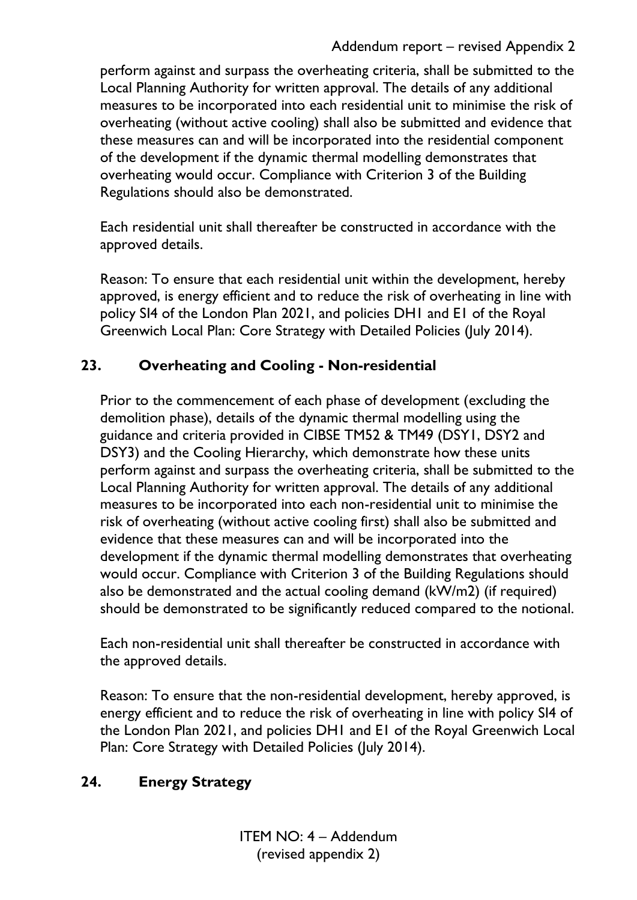perform against and surpass the overheating criteria, shall be submitted to the Local Planning Authority for written approval. The details of any additional measures to be incorporated into each residential unit to minimise the risk of overheating (without active cooling) shall also be submitted and evidence that these measures can and will be incorporated into the residential component of the development if the dynamic thermal modelling demonstrates that overheating would occur. Compliance with Criterion 3 of the Building Regulations should also be demonstrated.

Each residential unit shall thereafter be constructed in accordance with the approved details.

Reason: To ensure that each residential unit within the development, hereby approved, is energy efficient and to reduce the risk of overheating in line with policy SI4 of the London Plan 2021, and policies DH1 and E1 of the Royal Greenwich Local Plan: Core Strategy with Detailed Policies (July 2014).

## 23. Overheating and Cooling - Non-residential

Prior to the commencement of each phase of development (excluding the demolition phase), details of the dynamic thermal modelling using the guidance and criteria provided in CIBSE TM52 & TM49 (DSY1, DSY2 and DSY3) and the Cooling Hierarchy, which demonstrate how these units perform against and surpass the overheating criteria, shall be submitted to the Local Planning Authority for written approval. The details of any additional measures to be incorporated into each non-residential unit to minimise the risk of overheating (without active cooling first) shall also be submitted and evidence that these measures can and will be incorporated into the development if the dynamic thermal modelling demonstrates that overheating would occur. Compliance with Criterion 3 of the Building Regulations should also be demonstrated and the actual cooling demand (kW/m2) (if required) should be demonstrated to be significantly reduced compared to the notional.

Each non-residential unit shall thereafter be constructed in accordance with the approved details.

Reason: To ensure that the non-residential development, hereby approved, is energy efficient and to reduce the risk of overheating in line with policy SI4 of the London Plan 2021, and policies DH1 and E1 of the Royal Greenwich Local Plan: Core Strategy with Detailed Policies (July 2014).

## 24. Energy Strategy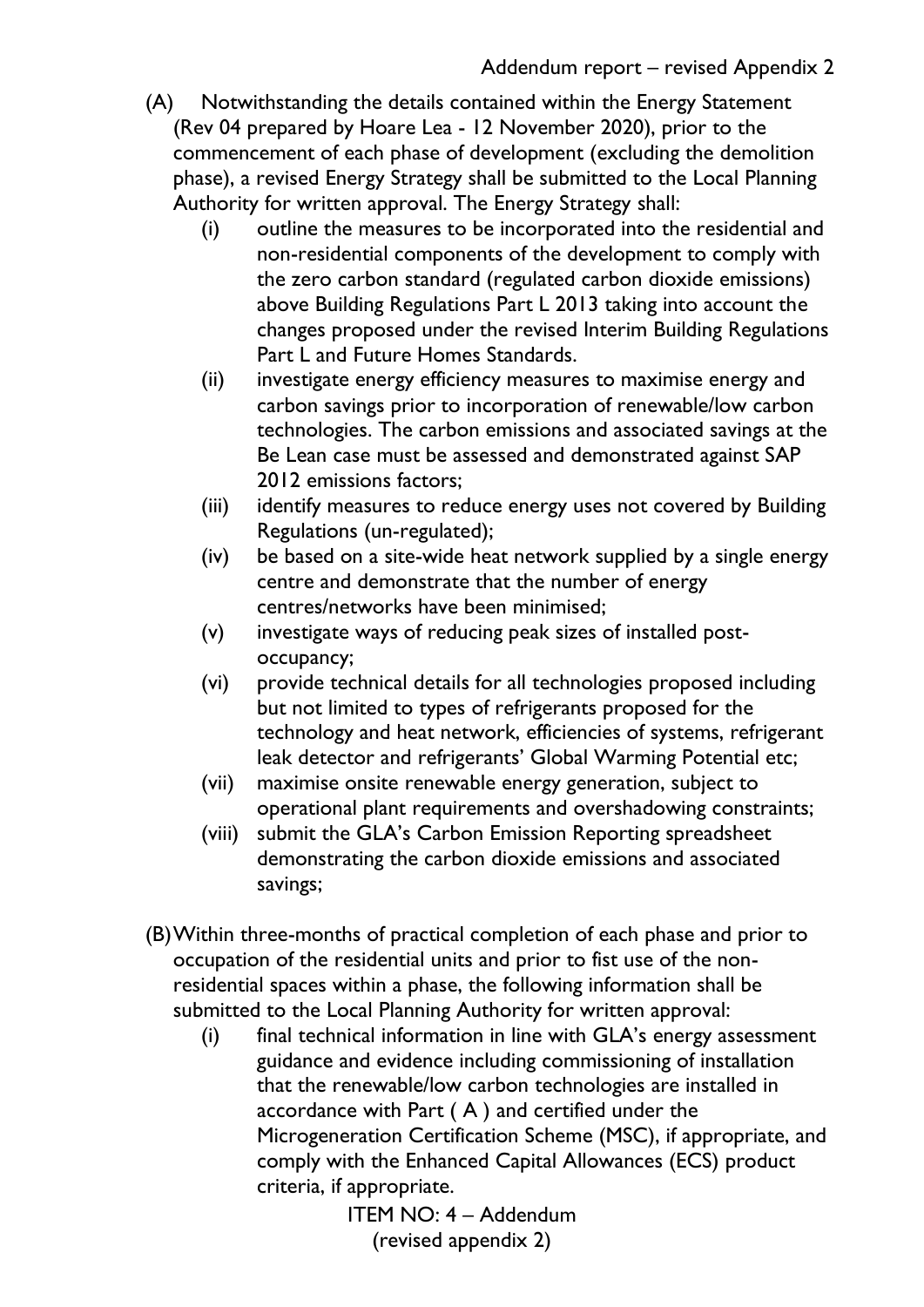(A) Notwithstanding the details contained within the Energy Statement (Rev 04 prepared by Hoare Lea - 12 November 2020), prior to the commencement of each phase of development (excluding the demolition phase), a revised Energy Strategy shall be submitted to the Local Planning Authority for written approval. The Energy Strategy shall:

  (i) outline the measures to be incorporated into the residential and non-residential components of the development to comply with the zero carbon standard (regulated carbon dioxide emissions) above Building Regulations Part L 2013 taking into account the changes proposed under the revised Interim Building Regulations Part L and Future Homes Standards.
  (ii) investigate energy efficiency measures to maximise energy and carbon savings prior to incorporation of renewable/low carbon technologies. The carbon emissions and associated savings at the Be Lean case must be assessed and demonstrated against SAP 2012 emissions factors;
  (iii) identify measures to reduce energy uses not covered by Building Regulations (un-regulated);
  (iv) be based on a site-wide heat network supplied by a single energy centre and demonstrate that the number of energy centres/networks have been minimised;
  (v) investigate ways of reducing peak sizes of installed post-occupancy;
  (vi) provide technical details for all technologies proposed including but not limited to types of refrigerants proposed for the technology and heat network, efficiencies of systems, refrigerant leak detector and refrigerants' Global Warming Potential etc;
  (vii) maximise onsite renewable energy generation, subject to operational plant requirements and overshadowing constraints;
  (viii) submit the GLA's Carbon Emission Reporting spreadsheet demonstrating the carbon dioxide emissions and associated savings;

(B) Within three-months of practical completion of each phase and prior to occupation of the residential units and prior to fist use of the non-residential spaces within a phase, the following information shall be submitted to the Local Planning Authority for written approval:

  (i) final technical information in line with GLA's energy assessment guidance and evidence including commissioning of installation that the renewable/low carbon technologies are installed in accordance with Part ( A ) and certified under the Microgeneration Certification Scheme (MSC), if appropriate, and comply with the Enhanced Capital Allowances (ECS) product criteria, if appropriate.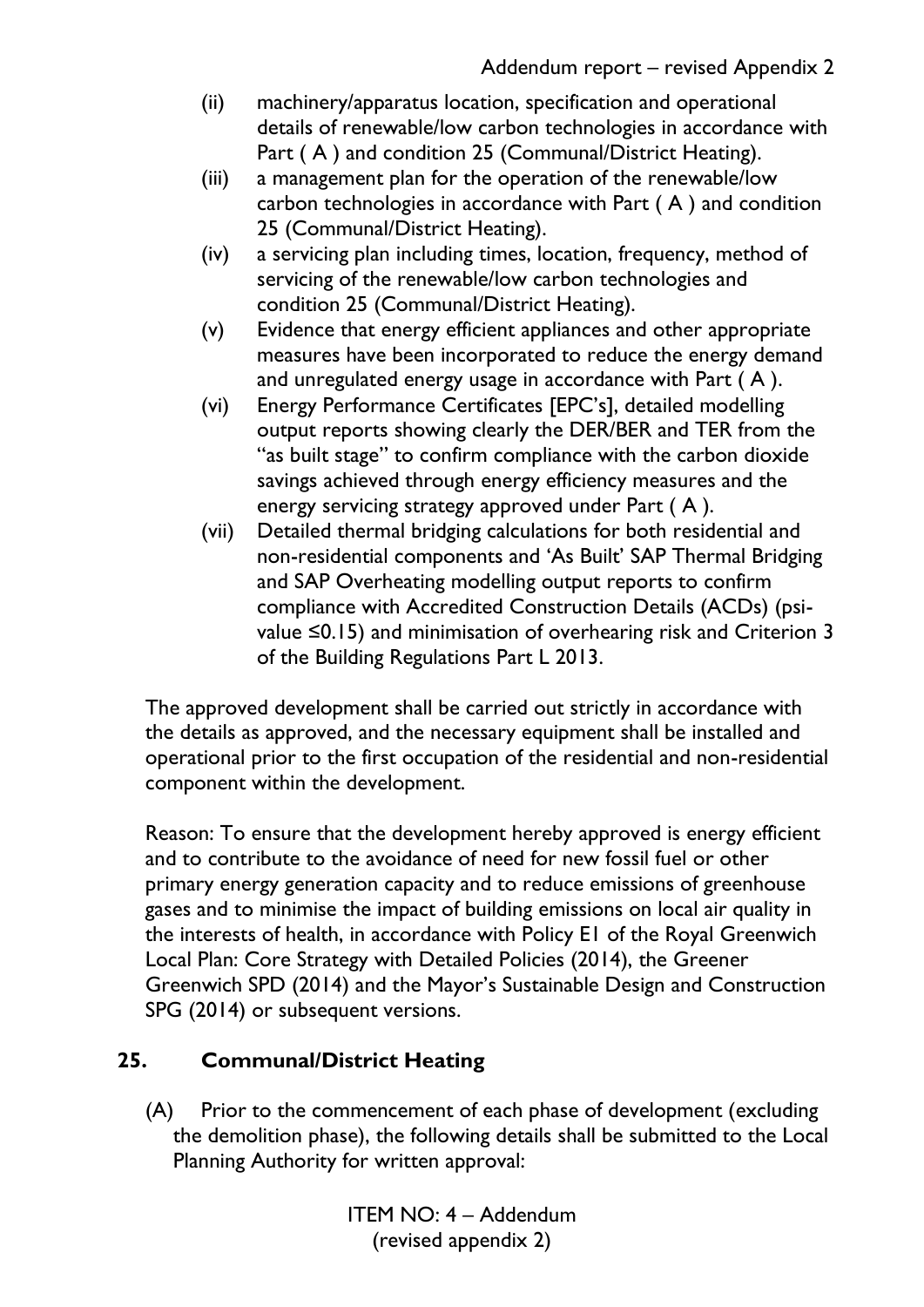(ii) machinery/apparatus location, specification and operational details of renewable/low carbon technologies in accordance with Part ( A ) and condition 25 (Communal/District Heating).

(iii) a management plan for the operation of the renewable/low carbon technologies in accordance with Part ( A ) and condition 25 (Communal/District Heating).

(iv) a servicing plan including times, location, frequency, method of servicing of the renewable/low carbon technologies and condition 25 (Communal/District Heating).

(v) Evidence that energy efficient appliances and other appropriate measures have been incorporated to reduce the energy demand and unregulated energy usage in accordance with Part ( A ).

(vi) Energy Performance Certificates [EPC's], detailed modelling output reports showing clearly the DER/BER and TER from the "as built stage" to confirm compliance with the carbon dioxide savings achieved through energy efficiency measures and the energy servicing strategy approved under Part ( A ).

(vii) Detailed thermal bridging calculations for both residential and non-residential components and 'As Built' SAP Thermal Bridging and SAP Overheating modelling output reports to confirm compliance with Accredited Construction Details (ACDs) (psi-value ≤0.15) and minimisation of overhearing risk and Criterion 3 of the Building Regulations Part L 2013.

The approved development shall be carried out strictly in accordance with the details as approved, and the necessary equipment shall be installed and operational prior to the first occupation of the residential and non-residential component within the development.

Reason: To ensure that the development hereby approved is energy efficient and to contribute to the avoidance of need for new fossil fuel or other primary energy generation capacity and to reduce emissions of greenhouse gases and to minimise the impact of building emissions on local air quality in the interests of health, in accordance with Policy E1 of the Royal Greenwich Local Plan: Core Strategy with Detailed Policies (2014), the Greener Greenwich SPD (2014) and the Mayor's Sustainable Design and Construction SPG (2014) or subsequent versions.

## 25. Communal/District Heating

(A) Prior to the commencement of each phase of development (excluding the demolition phase), the following details shall be submitted to the Local Planning Authority for written approval: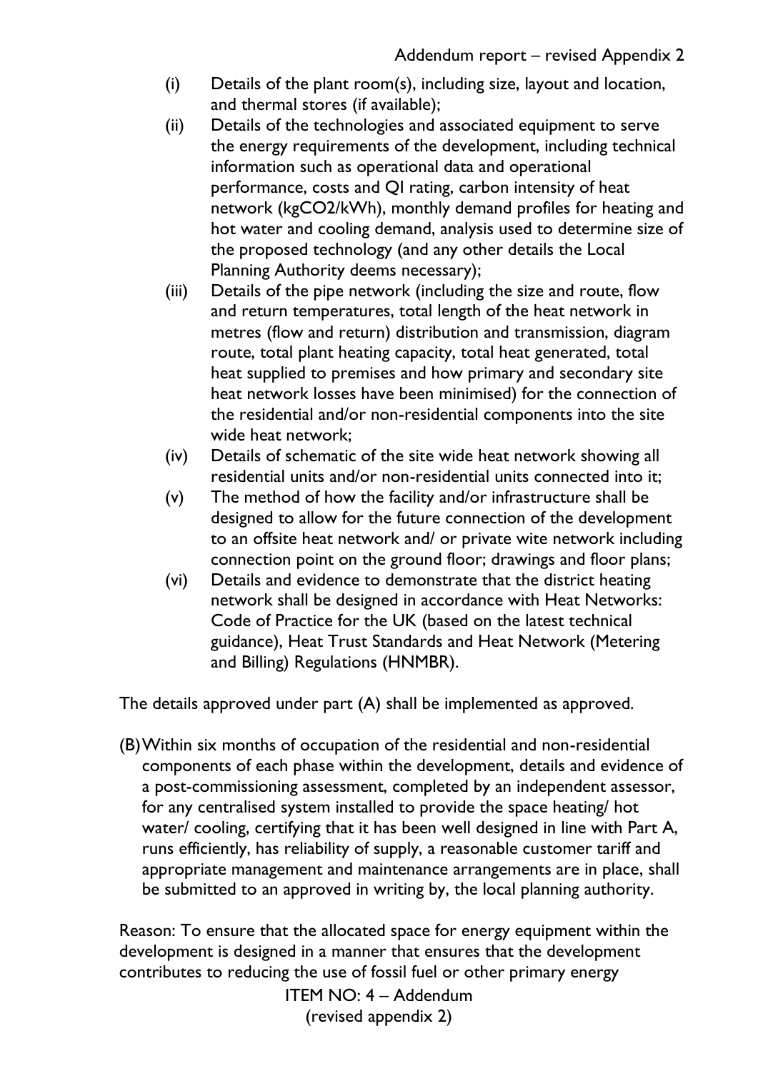(i) Details of the plant room(s), including size, layout and location, and thermal stores (if available);

(ii) Details of the technologies and associated equipment to serve the energy requirements of the development, including technical information such as operational data and operational performance, costs and QI rating, carbon intensity of heat network (kgCO2/kWh), monthly demand profiles for heating and hot water and cooling demand, analysis used to determine size of the proposed technology (and any other details the Local Planning Authority deems necessary);

(iii) Details of the pipe network (including the size and route, flow and return temperatures, total length of the heat network in metres (flow and return) distribution and transmission, diagram route, total plant heating capacity, total heat generated, total heat supplied to premises and how primary and secondary site heat network losses have been minimised) for the connection of the residential and/or non-residential components into the site wide heat network;

(iv) Details of schematic of the site wide heat network showing all residential units and/or non-residential units connected into it;

(v) The method of how the facility and/or infrastructure shall be designed to allow for the future connection of the development to an offsite heat network and/ or private wite network including connection point on the ground floor; drawings and floor plans;

(vi) Details and evidence to demonstrate that the district heating network shall be designed in accordance with Heat Networks: Code of Practice for the UK (based on the latest technical guidance), Heat Trust Standards and Heat Network (Metering and Billing) Regulations (HNMBR).

The details approved under part (A) shall be implemented as approved.

(B) Within six months of occupation of the residential and non-residential components of each phase within the development, details and evidence of a post-commissioning assessment, completed by an independent assessor, for any centralised system installed to provide the space heating/ hot water/ cooling, certifying that it has been well designed in line with Part A, runs efficiently, has reliability of supply, a reasonable customer tariff and appropriate management and maintenance arrangements are in place, shall be submitted to an approved in writing by, the local planning authority.

Reason: To ensure that the allocated space for energy equipment within the development is designed in a manner that ensures that the development contributes to reducing the use of fossil fuel or other primary energy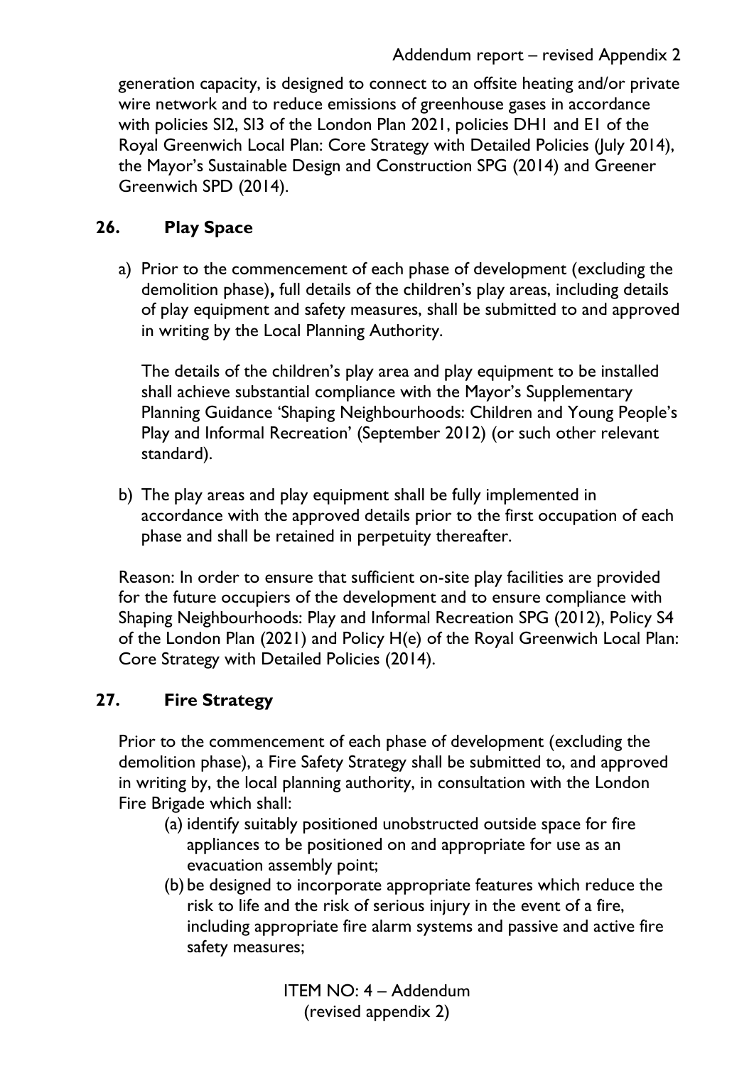generation capacity, is designed to connect to an offsite heating and/or private wire network and to reduce emissions of greenhouse gases in accordance with policies SI2, SI3 of the London Plan 2021, policies DH1 and E1 of the Royal Greenwich Local Plan: Core Strategy with Detailed Policies (July 2014), the Mayor's Sustainable Design and Construction SPG (2014) and Greener Greenwich SPD (2014).

## 26. Play Space

a) Prior to the commencement of each phase of development (excluding the demolition phase)**,** full details of the children's play areas, including details of play equipment and safety measures, shall be submitted to and approved in writing by the Local Planning Authority.

   The details of the children's play area and play equipment to be installed shall achieve substantial compliance with the Mayor's Supplementary Planning Guidance 'Shaping Neighbourhoods: Children and Young People's Play and Informal Recreation' (September 2012) (or such other relevant standard).

b) The play areas and play equipment shall be fully implemented in accordance with the approved details prior to the first occupation of each phase and shall be retained in perpetuity thereafter.

Reason: In order to ensure that sufficient on-site play facilities are provided for the future occupiers of the development and to ensure compliance with Shaping Neighbourhoods: Play and Informal Recreation SPG (2012), Policy S4 of the London Plan (2021) and Policy H(e) of the Royal Greenwich Local Plan: Core Strategy with Detailed Policies (2014).

## 27. Fire Strategy

Prior to the commencement of each phase of development (excluding the demolition phase), a Fire Safety Strategy shall be submitted to, and approved in writing by, the local planning authority, in consultation with the London Fire Brigade which shall:

(a) identify suitably positioned unobstructed outside space for fire appliances to be positioned on and appropriate for use as an evacuation assembly point;

(b) be designed to incorporate appropriate features which reduce the risk to life and the risk of serious injury in the event of a fire, including appropriate fire alarm systems and passive and active fire safety measures;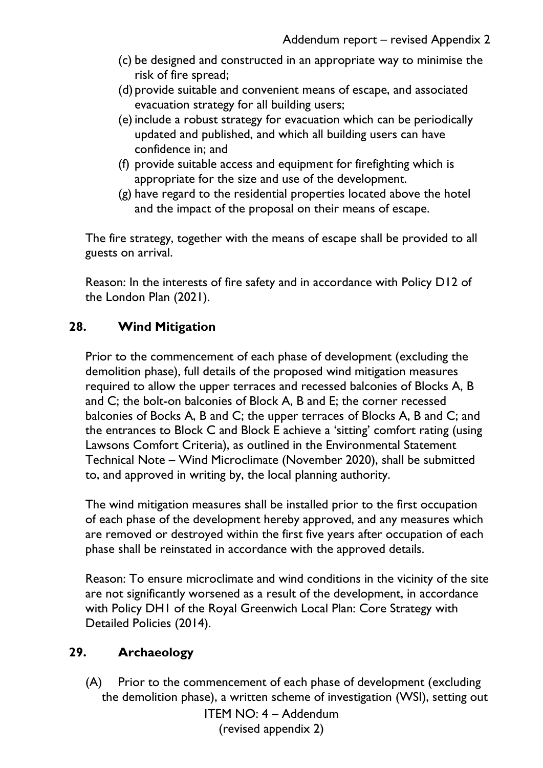(c) be designed and constructed in an appropriate way to minimise the risk of fire spread;
(d) provide suitable and convenient means of escape, and associated evacuation strategy for all building users;
(e) include a robust strategy for evacuation which can be periodically updated and published, and which all building users can have confidence in; and
(f) provide suitable access and equipment for firefighting which is appropriate for the size and use of the development.
(g) have regard to the residential properties located above the hotel and the impact of the proposal on their means of escape.

The fire strategy, together with the means of escape shall be provided to all guests on arrival.

Reason: In the interests of fire safety and in accordance with Policy D12 of the London Plan (2021).

## 28. Wind Mitigation

Prior to the commencement of each phase of development (excluding the demolition phase), full details of the proposed wind mitigation measures required to allow the upper terraces and recessed balconies of Blocks A, B and C; the bolt-on balconies of Block A, B and E; the corner recessed balconies of Bocks A, B and C; the upper terraces of Blocks A, B and C; and the entrances to Block C and Block E achieve a 'sitting' comfort rating (using Lawsons Comfort Criteria), as outlined in the Environmental Statement Technical Note – Wind Microclimate (November 2020), shall be submitted to, and approved in writing by, the local planning authority.

The wind mitigation measures shall be installed prior to the first occupation of each phase of the development hereby approved, and any measures which are removed or destroyed within the first five years after occupation of each phase shall be reinstated in accordance with the approved details.

Reason: To ensure microclimate and wind conditions in the vicinity of the site are not significantly worsened as a result of the development, in accordance with Policy DH1 of the Royal Greenwich Local Plan: Core Strategy with Detailed Policies (2014).

## 29. Archaeology

(A) Prior to the commencement of each phase of development (excluding the demolition phase), a written scheme of investigation (WSI), setting out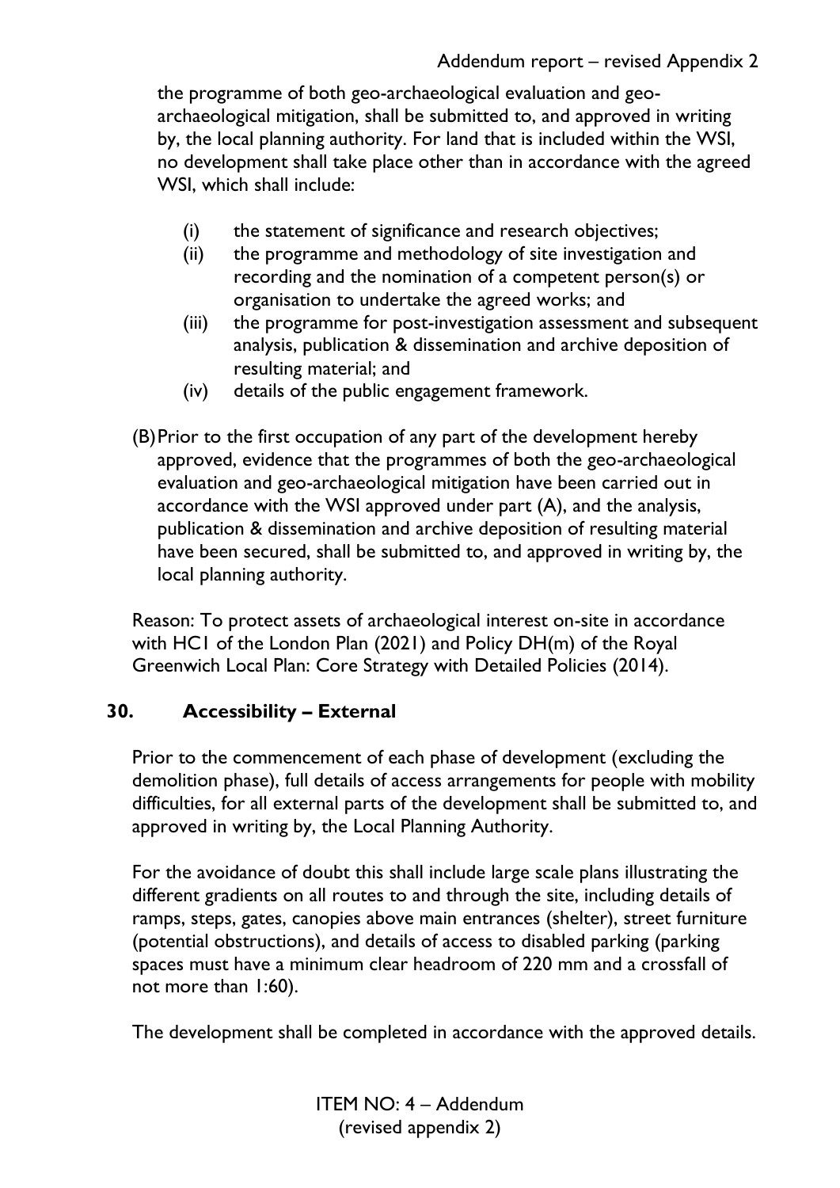the programme of both geo-archaeological evaluation and geo-archaeological mitigation, shall be submitted to, and approved in writing by, the local planning authority. For land that is included within the WSI, no development shall take place other than in accordance with the agreed WSI, which shall include:

(i) the statement of significance and research objectives;
(ii) the programme and methodology of site investigation and recording and the nomination of a competent person(s) or organisation to undertake the agreed works; and
(iii) the programme for post-investigation assessment and subsequent analysis, publication & dissemination and archive deposition of resulting material; and
(iv) details of the public engagement framework.

(B) Prior to the first occupation of any part of the development hereby approved, evidence that the programmes of both the geo-archaeological evaluation and geo-archaeological mitigation have been carried out in accordance with the WSI approved under part (A), and the analysis, publication & dissemination and archive deposition of resulting material have been secured, shall be submitted to, and approved in writing by, the local planning authority.

Reason: To protect assets of archaeological interest on-site in accordance with HC1 of the London Plan (2021) and Policy DH(m) of the Royal Greenwich Local Plan: Core Strategy with Detailed Policies (2014).

## 30. Accessibility – External

Prior to the commencement of each phase of development (excluding the demolition phase), full details of access arrangements for people with mobility difficulties, for all external parts of the development shall be submitted to, and approved in writing by, the Local Planning Authority.

For the avoidance of doubt this shall include large scale plans illustrating the different gradients on all routes to and through the site, including details of ramps, steps, gates, canopies above main entrances (shelter), street furniture (potential obstructions), and details of access to disabled parking (parking spaces must have a minimum clear headroom of 220 mm and a crossfall of not more than 1:60).

The development shall be completed in accordance with the approved details.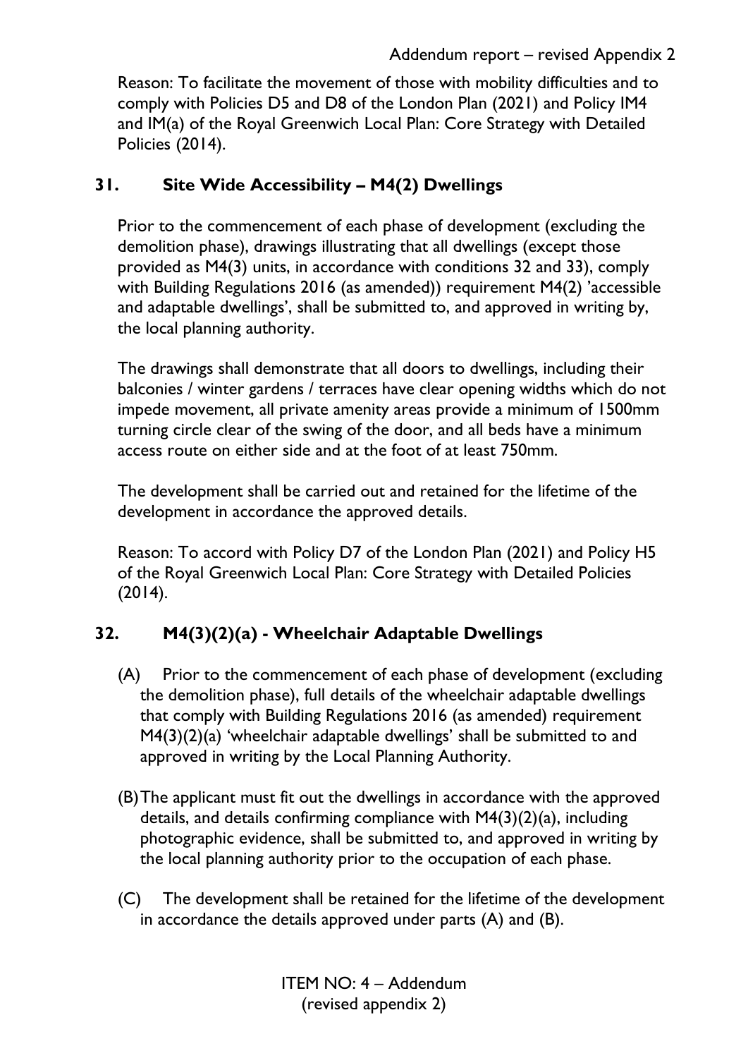Reason: To facilitate the movement of those with mobility difficulties and to comply with Policies D5 and D8 of the London Plan (2021) and Policy IM4 and IM(a) of the Royal Greenwich Local Plan: Core Strategy with Detailed Policies (2014).

## 31. Site Wide Accessibility – M4(2) Dwellings

Prior to the commencement of each phase of development (excluding the demolition phase), drawings illustrating that all dwellings (except those provided as M4(3) units, in accordance with conditions 32 and 33), comply with Building Regulations 2016 (as amended)) requirement M4(2) 'accessible and adaptable dwellings', shall be submitted to, and approved in writing by, the local planning authority.

The drawings shall demonstrate that all doors to dwellings, including their balconies / winter gardens / terraces have clear opening widths which do not impede movement, all private amenity areas provide a minimum of 1500mm turning circle clear of the swing of the door, and all beds have a minimum access route on either side and at the foot of at least 750mm.

The development shall be carried out and retained for the lifetime of the development in accordance the approved details.

Reason: To accord with Policy D7 of the London Plan (2021) and Policy H5 of the Royal Greenwich Local Plan: Core Strategy with Detailed Policies (2014).

## 32. M4(3)(2)(a) - Wheelchair Adaptable Dwellings

(A) Prior to the commencement of each phase of development (excluding the demolition phase), full details of the wheelchair adaptable dwellings that comply with Building Regulations 2016 (as amended) requirement M4(3)(2)(a) 'wheelchair adaptable dwellings' shall be submitted to and approved in writing by the Local Planning Authority.

(B) The applicant must fit out the dwellings in accordance with the approved details, and details confirming compliance with M4(3)(2)(a), including photographic evidence, shall be submitted to, and approved in writing by the local planning authority prior to the occupation of each phase.

(C) The development shall be retained for the lifetime of the development in accordance the details approved under parts (A) and (B).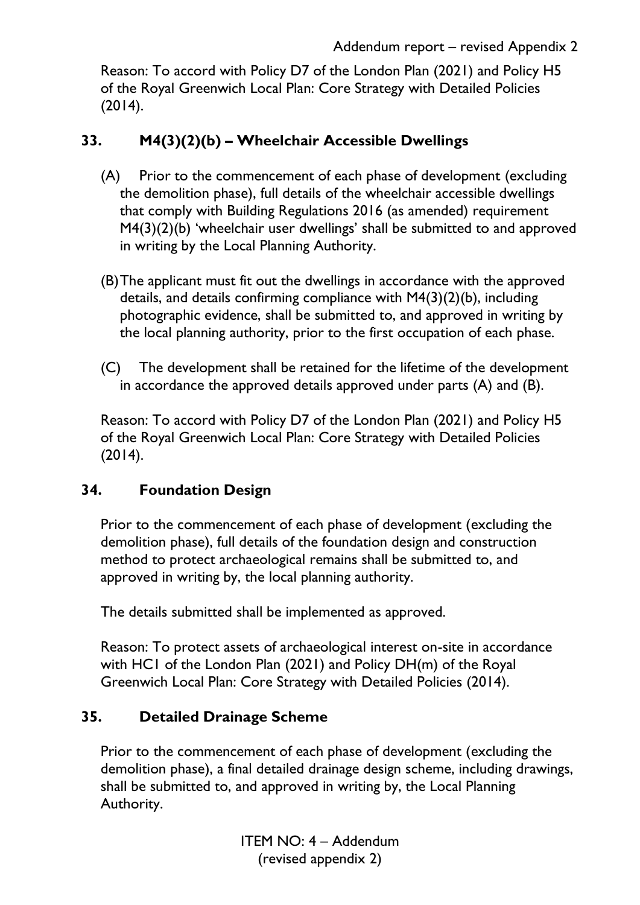Reason: To accord with Policy D7 of the London Plan (2021) and Policy H5 of the Royal Greenwich Local Plan: Core Strategy with Detailed Policies (2014).

## 33. M4(3)(2)(b) – Wheelchair Accessible Dwellings

(A) Prior to the commencement of each phase of development (excluding the demolition phase), full details of the wheelchair accessible dwellings that comply with Building Regulations 2016 (as amended) requirement M4(3)(2)(b) 'wheelchair user dwellings' shall be submitted to and approved in writing by the Local Planning Authority.

(B) The applicant must fit out the dwellings in accordance with the approved details, and details confirming compliance with M4(3)(2)(b), including photographic evidence, shall be submitted to, and approved in writing by the local planning authority, prior to the first occupation of each phase.

(C) The development shall be retained for the lifetime of the development in accordance the approved details approved under parts (A) and (B).

Reason: To accord with Policy D7 of the London Plan (2021) and Policy H5 of the Royal Greenwich Local Plan: Core Strategy with Detailed Policies (2014).

## 34. Foundation Design

Prior to the commencement of each phase of development (excluding the demolition phase), full details of the foundation design and construction method to protect archaeological remains shall be submitted to, and approved in writing by, the local planning authority.

The details submitted shall be implemented as approved.

Reason: To protect assets of archaeological interest on-site in accordance with HC1 of the London Plan (2021) and Policy DH(m) of the Royal Greenwich Local Plan: Core Strategy with Detailed Policies (2014).

## 35. Detailed Drainage Scheme

Prior to the commencement of each phase of development (excluding the demolition phase), a final detailed drainage design scheme, including drawings, shall be submitted to, and approved in writing by, the Local Planning Authority.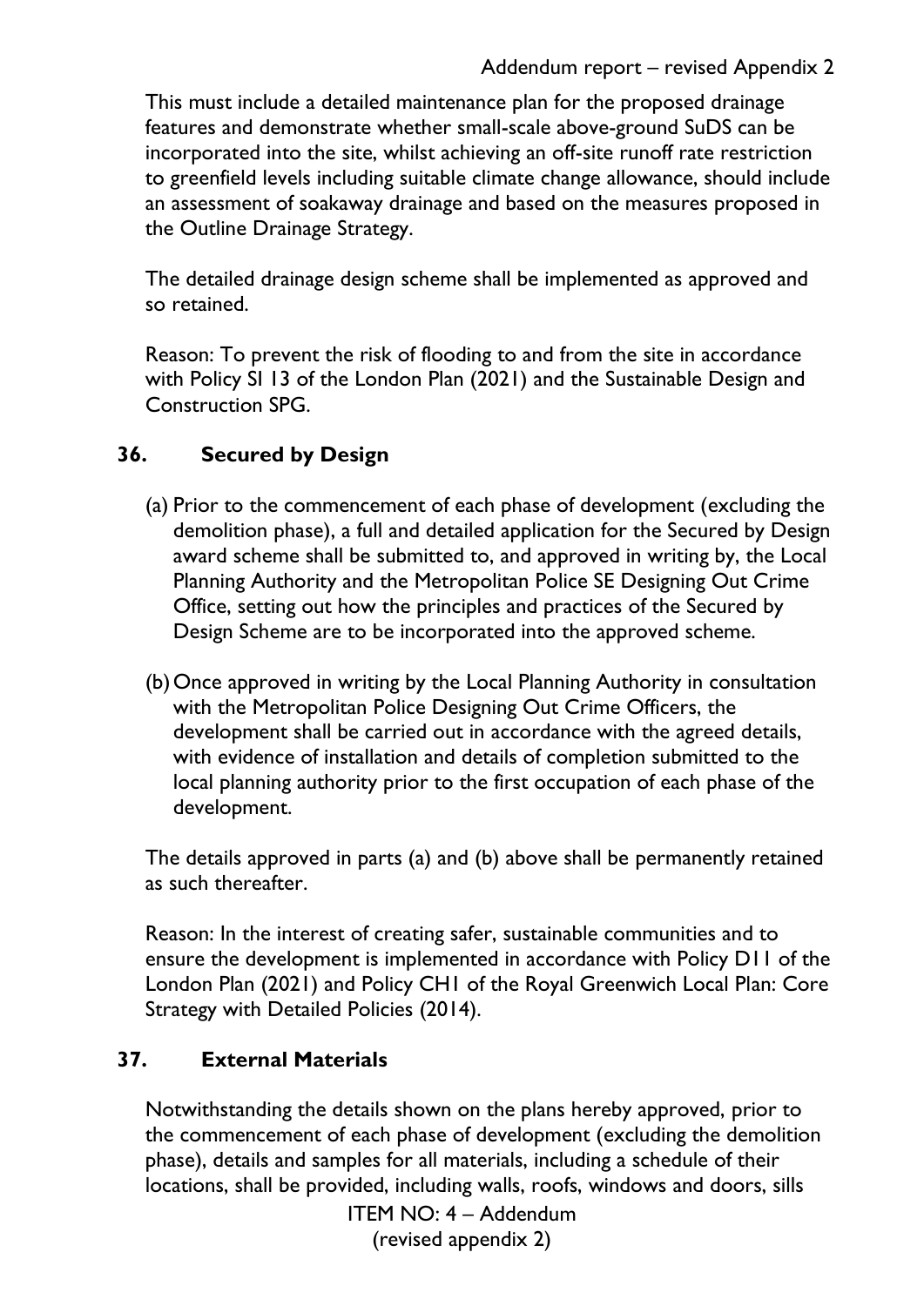This must include a detailed maintenance plan for the proposed drainage features and demonstrate whether small-scale above-ground SuDS can be incorporated into the site, whilst achieving an off-site runoff rate restriction to greenfield levels including suitable climate change allowance, should include an assessment of soakaway drainage and based on the measures proposed in the Outline Drainage Strategy.

The detailed drainage design scheme shall be implemented as approved and so retained.

Reason: To prevent the risk of flooding to and from the site in accordance with Policy SI 13 of the London Plan (2021) and the Sustainable Design and Construction SPG.

## 36. Secured by Design

(a) Prior to the commencement of each phase of development (excluding the demolition phase), a full and detailed application for the Secured by Design award scheme shall be submitted to, and approved in writing by, the Local Planning Authority and the Metropolitan Police SE Designing Out Crime Office, setting out how the principles and practices of the Secured by Design Scheme are to be incorporated into the approved scheme.

(b) Once approved in writing by the Local Planning Authority in consultation with the Metropolitan Police Designing Out Crime Officers, the development shall be carried out in accordance with the agreed details, with evidence of installation and details of completion submitted to the local planning authority prior to the first occupation of each phase of the development.

The details approved in parts (a) and (b) above shall be permanently retained as such thereafter.

Reason: In the interest of creating safer, sustainable communities and to ensure the development is implemented in accordance with Policy D11 of the London Plan (2021) and Policy CH1 of the Royal Greenwich Local Plan: Core Strategy with Detailed Policies (2014).

## 37. External Materials

Notwithstanding the details shown on the plans hereby approved, prior to the commencement of each phase of development (excluding the demolition phase), details and samples for all materials, including a schedule of their locations, shall be provided, including walls, roofs, windows and doors, sills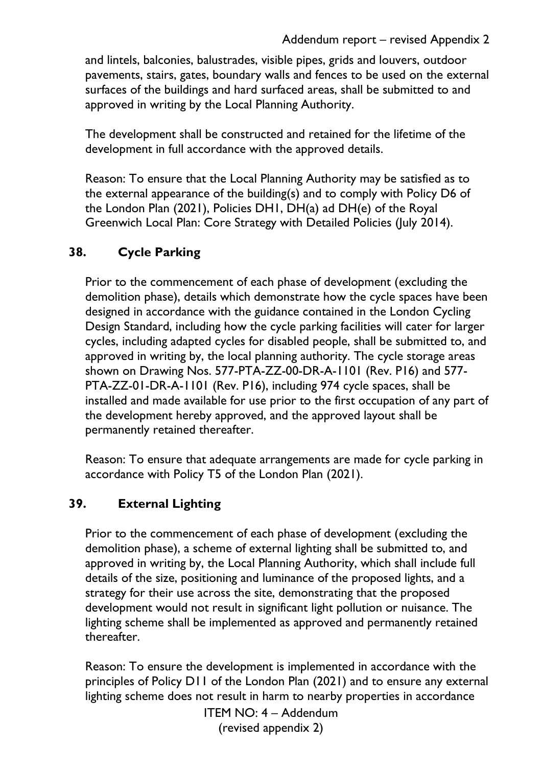and lintels, balconies, balustrades, visible pipes, grids and louvers, outdoor pavements, stairs, gates, boundary walls and fences to be used on the external surfaces of the buildings and hard surfaced areas, shall be submitted to and approved in writing by the Local Planning Authority.

The development shall be constructed and retained for the lifetime of the development in full accordance with the approved details.

Reason: To ensure that the Local Planning Authority may be satisfied as to the external appearance of the building(s) and to comply with Policy D6 of the London Plan (2021), Policies DH1, DH(a) ad DH(e) of the Royal Greenwich Local Plan: Core Strategy with Detailed Policies (July 2014).

## 38. Cycle Parking

Prior to the commencement of each phase of development (excluding the demolition phase), details which demonstrate how the cycle spaces have been designed in accordance with the guidance contained in the London Cycling Design Standard, including how the cycle parking facilities will cater for larger cycles, including adapted cycles for disabled people, shall be submitted to, and approved in writing by, the local planning authority. The cycle storage areas shown on Drawing Nos. 577-PTA-ZZ-00-DR-A-1101 (Rev. P16) and 577-PTA-ZZ-01-DR-A-1101 (Rev. P16), including 974 cycle spaces, shall be installed and made available for use prior to the first occupation of any part of the development hereby approved, and the approved layout shall be permanently retained thereafter.

Reason: To ensure that adequate arrangements are made for cycle parking in accordance with Policy T5 of the London Plan (2021).

## 39. External Lighting

Prior to the commencement of each phase of development (excluding the demolition phase), a scheme of external lighting shall be submitted to, and approved in writing by, the Local Planning Authority, which shall include full details of the size, positioning and luminance of the proposed lights, and a strategy for their use across the site, demonstrating that the proposed development would not result in significant light pollution or nuisance. The lighting scheme shall be implemented as approved and permanently retained thereafter.

Reason: To ensure the development is implemented in accordance with the principles of Policy D11 of the London Plan (2021) and to ensure any external lighting scheme does not result in harm to nearby properties in accordance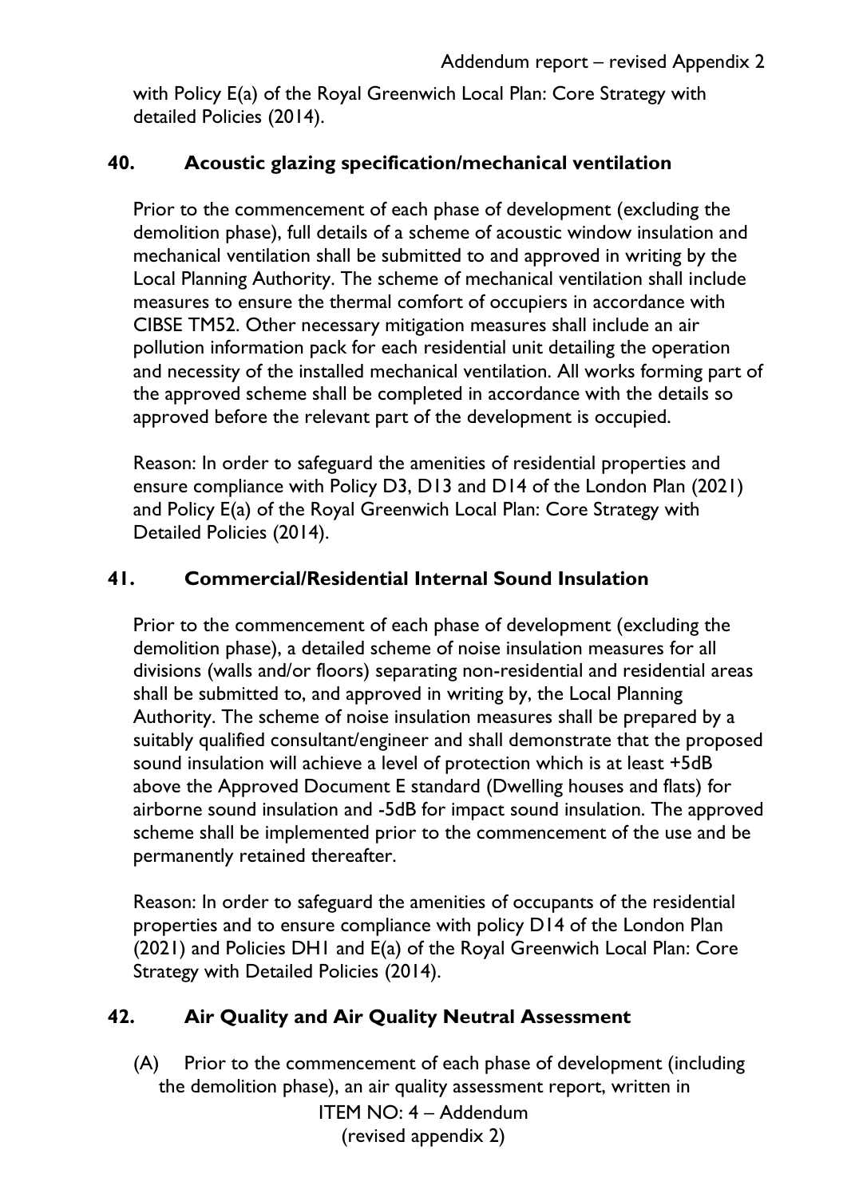with Policy E(a) of the Royal Greenwich Local Plan: Core Strategy with detailed Policies (2014).

## 40. Acoustic glazing specification/mechanical ventilation

Prior to the commencement of each phase of development (excluding the demolition phase), full details of a scheme of acoustic window insulation and mechanical ventilation shall be submitted to and approved in writing by the Local Planning Authority. The scheme of mechanical ventilation shall include measures to ensure the thermal comfort of occupiers in accordance with CIBSE TM52. Other necessary mitigation measures shall include an air pollution information pack for each residential unit detailing the operation and necessity of the installed mechanical ventilation. All works forming part of the approved scheme shall be completed in accordance with the details so approved before the relevant part of the development is occupied.

Reason: In order to safeguard the amenities of residential properties and ensure compliance with Policy D3, D13 and D14 of the London Plan (2021) and Policy E(a) of the Royal Greenwich Local Plan: Core Strategy with Detailed Policies (2014).

## 41. Commercial/Residential Internal Sound Insulation

Prior to the commencement of each phase of development (excluding the demolition phase), a detailed scheme of noise insulation measures for all divisions (walls and/or floors) separating non-residential and residential areas shall be submitted to, and approved in writing by, the Local Planning Authority. The scheme of noise insulation measures shall be prepared by a suitably qualified consultant/engineer and shall demonstrate that the proposed sound insulation will achieve a level of protection which is at least +5dB above the Approved Document E standard (Dwelling houses and flats) for airborne sound insulation and -5dB for impact sound insulation. The approved scheme shall be implemented prior to the commencement of the use and be permanently retained thereafter.

Reason: In order to safeguard the amenities of occupants of the residential properties and to ensure compliance with policy D14 of the London Plan (2021) and Policies DH1 and E(a) of the Royal Greenwich Local Plan: Core Strategy with Detailed Policies (2014).

## 42. Air Quality and Air Quality Neutral Assessment

(A) Prior to the commencement of each phase of development (including the demolition phase), an air quality assessment report, written in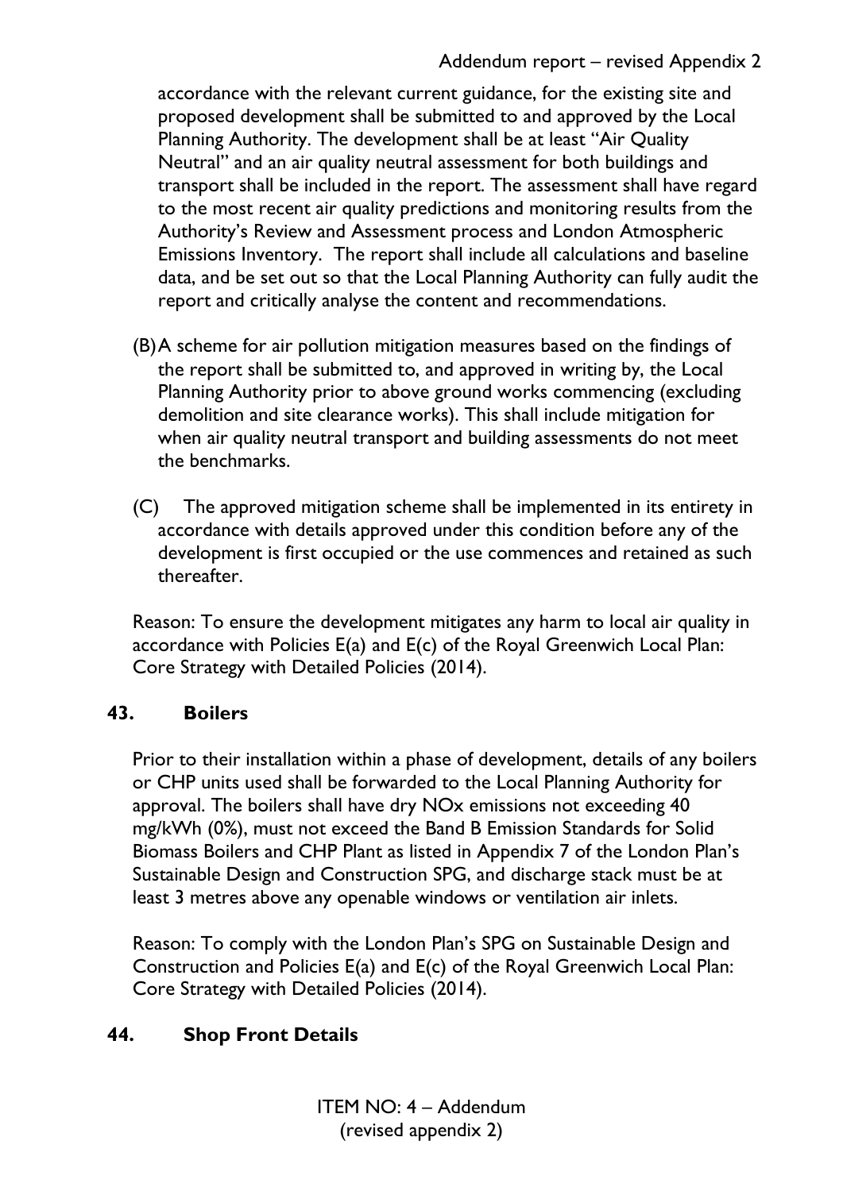accordance with the relevant current guidance, for the existing site and proposed development shall be submitted to and approved by the Local Planning Authority. The development shall be at least "Air Quality Neutral" and an air quality neutral assessment for both buildings and transport shall be included in the report. The assessment shall have regard to the most recent air quality predictions and monitoring results from the Authority's Review and Assessment process and London Atmospheric Emissions Inventory. The report shall include all calculations and baseline data, and be set out so that the Local Planning Authority can fully audit the report and critically analyse the content and recommendations.

(B) A scheme for air pollution mitigation measures based on the findings of the report shall be submitted to, and approved in writing by, the Local Planning Authority prior to above ground works commencing (excluding demolition and site clearance works). This shall include mitigation for when air quality neutral transport and building assessments do not meet the benchmarks.

(C) The approved mitigation scheme shall be implemented in its entirety in accordance with details approved under this condition before any of the development is first occupied or the use commences and retained as such thereafter.

Reason: To ensure the development mitigates any harm to local air quality in accordance with Policies E(a) and E(c) of the Royal Greenwich Local Plan: Core Strategy with Detailed Policies (2014).

**43. Boilers**

Prior to their installation within a phase of development, details of any boilers or CHP units used shall be forwarded to the Local Planning Authority for approval. The boilers shall have dry NOx emissions not exceeding 40 mg/kWh (0%), must not exceed the Band B Emission Standards for Solid Biomass Boilers and CHP Plant as listed in Appendix 7 of the London Plan's Sustainable Design and Construction SPG, and discharge stack must be at least 3 metres above any openable windows or ventilation air inlets.

Reason: To comply with the London Plan's SPG on Sustainable Design and Construction and Policies E(a) and E(c) of the Royal Greenwich Local Plan: Core Strategy with Detailed Policies (2014).

**44. Shop Front Details**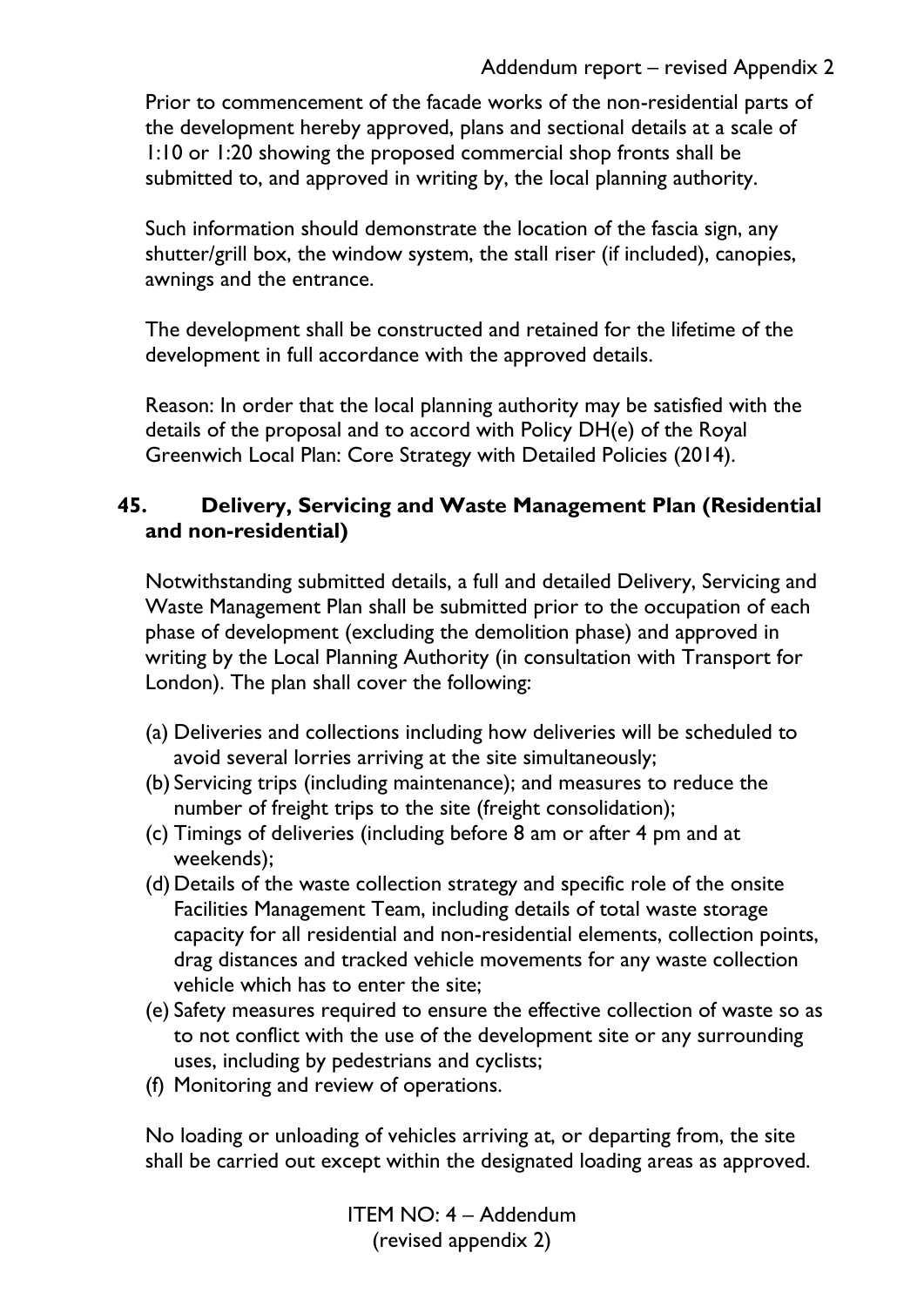Prior to commencement of the facade works of the non-residential parts of the development hereby approved, plans and sectional details at a scale of 1:10 or 1:20 showing the proposed commercial shop fronts shall be submitted to, and approved in writing by, the local planning authority.

Such information should demonstrate the location of the fascia sign, any shutter/grill box, the window system, the stall riser (if included), canopies, awnings and the entrance.

The development shall be constructed and retained for the lifetime of the development in full accordance with the approved details.

Reason: In order that the local planning authority may be satisfied with the details of the proposal and to accord with Policy DH(e) of the Royal Greenwich Local Plan: Core Strategy with Detailed Policies (2014).

## 45. Delivery, Servicing and Waste Management Plan (Residential and non-residential)

Notwithstanding submitted details, a full and detailed Delivery, Servicing and Waste Management Plan shall be submitted prior to the occupation of each phase of development (excluding the demolition phase) and approved in writing by the Local Planning Authority (in consultation with Transport for London). The plan shall cover the following:

(a) Deliveries and collections including how deliveries will be scheduled to avoid several lorries arriving at the site simultaneously;
(b) Servicing trips (including maintenance); and measures to reduce the number of freight trips to the site (freight consolidation);
(c) Timings of deliveries (including before 8 am or after 4 pm and at weekends);
(d) Details of the waste collection strategy and specific role of the onsite Facilities Management Team, including details of total waste storage capacity for all residential and non-residential elements, collection points, drag distances and tracked vehicle movements for any waste collection vehicle which has to enter the site;
(e) Safety measures required to ensure the effective collection of waste so as to not conflict with the use of the development site or any surrounding uses, including by pedestrians and cyclists;
(f) Monitoring and review of operations.

No loading or unloading of vehicles arriving at, or departing from, the site shall be carried out except within the designated loading areas as approved.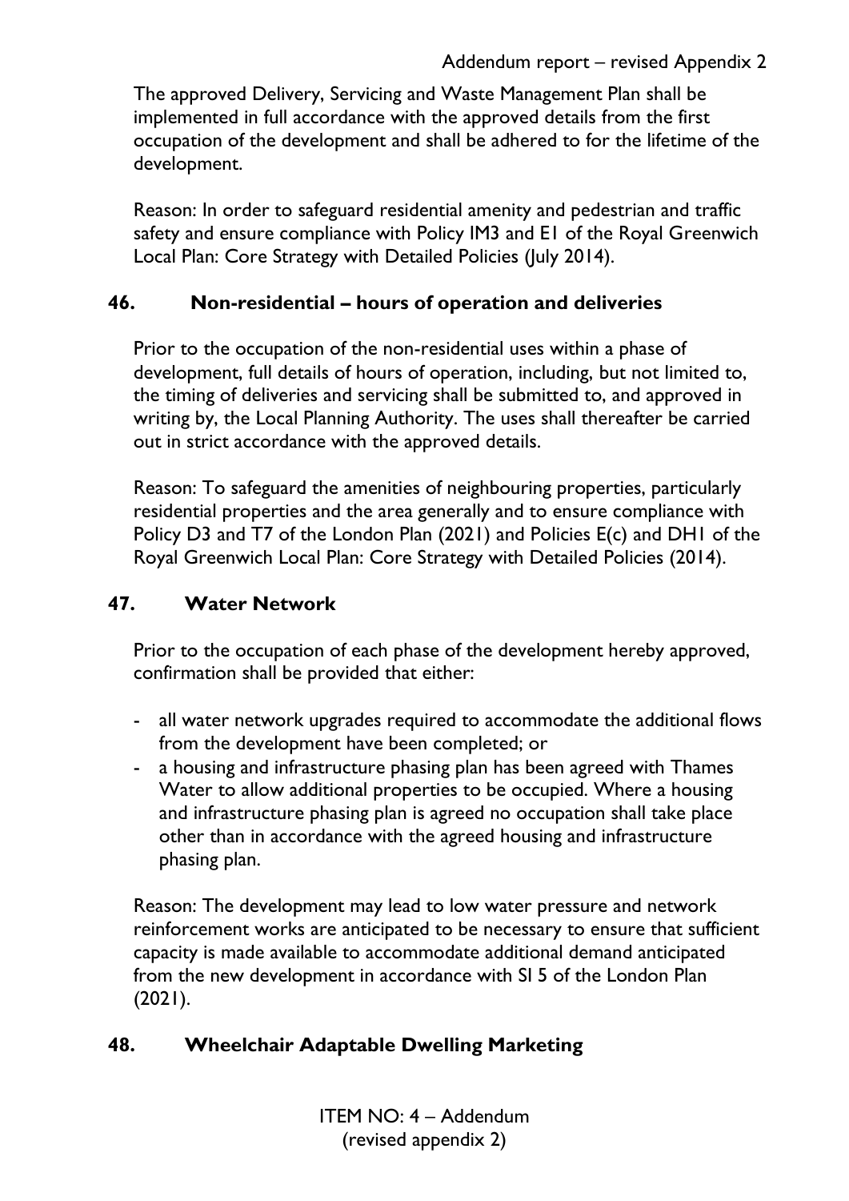The approved Delivery, Servicing and Waste Management Plan shall be implemented in full accordance with the approved details from the first occupation of the development and shall be adhered to for the lifetime of the development.

Reason: In order to safeguard residential amenity and pedestrian and traffic safety and ensure compliance with Policy IM3 and E1 of the Royal Greenwich Local Plan: Core Strategy with Detailed Policies (July 2014).

## 46. Non-residential – hours of operation and deliveries

Prior to the occupation of the non-residential uses within a phase of development, full details of hours of operation, including, but not limited to, the timing of deliveries and servicing shall be submitted to, and approved in writing by, the Local Planning Authority. The uses shall thereafter be carried out in strict accordance with the approved details.

Reason: To safeguard the amenities of neighbouring properties, particularly residential properties and the area generally and to ensure compliance with Policy D3 and T7 of the London Plan (2021) and Policies E(c) and DH1 of the Royal Greenwich Local Plan: Core Strategy with Detailed Policies (2014).

## 47. Water Network

Prior to the occupation of each phase of the development hereby approved, confirmation shall be provided that either:

- all water network upgrades required to accommodate the additional flows from the development have been completed; or
- a housing and infrastructure phasing plan has been agreed with Thames Water to allow additional properties to be occupied. Where a housing and infrastructure phasing plan is agreed no occupation shall take place other than in accordance with the agreed housing and infrastructure phasing plan.

Reason: The development may lead to low water pressure and network reinforcement works are anticipated to be necessary to ensure that sufficient capacity is made available to accommodate additional demand anticipated from the new development in accordance with SI 5 of the London Plan (2021).

## 48. Wheelchair Adaptable Dwelling Marketing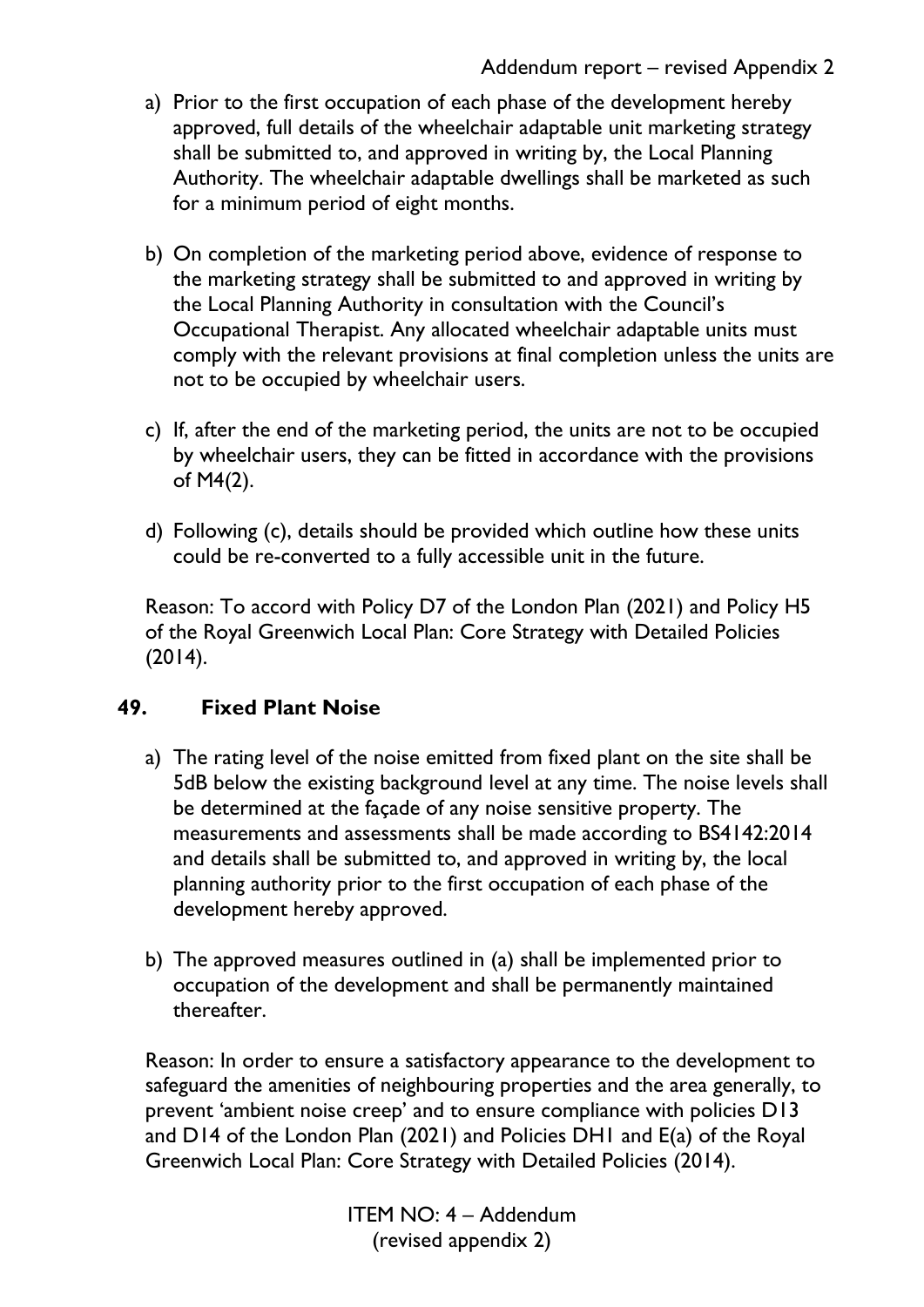a) Prior to the first occupation of each phase of the development hereby approved, full details of the wheelchair adaptable unit marketing strategy shall be submitted to, and approved in writing by, the Local Planning Authority. The wheelchair adaptable dwellings shall be marketed as such for a minimum period of eight months.

b) On completion of the marketing period above, evidence of response to the marketing strategy shall be submitted to and approved in writing by the Local Planning Authority in consultation with the Council's Occupational Therapist. Any allocated wheelchair adaptable units must comply with the relevant provisions at final completion unless the units are not to be occupied by wheelchair users.

c) If, after the end of the marketing period, the units are not to be occupied by wheelchair users, they can be fitted in accordance with the provisions of M4(2).

d) Following (c), details should be provided which outline how these units could be re-converted to a fully accessible unit in the future.

Reason: To accord with Policy D7 of the London Plan (2021) and Policy H5 of the Royal Greenwich Local Plan: Core Strategy with Detailed Policies (2014).

## 49. Fixed Plant Noise

a) The rating level of the noise emitted from fixed plant on the site shall be 5dB below the existing background level at any time. The noise levels shall be determined at the façade of any noise sensitive property. The measurements and assessments shall be made according to BS4142:2014 and details shall be submitted to, and approved in writing by, the local planning authority prior to the first occupation of each phase of the development hereby approved.

b) The approved measures outlined in (a) shall be implemented prior to occupation of the development and shall be permanently maintained thereafter.

Reason: In order to ensure a satisfactory appearance to the development to safeguard the amenities of neighbouring properties and the area generally, to prevent 'ambient noise creep' and to ensure compliance with policies D13 and D14 of the London Plan (2021) and Policies DH1 and E(a) of the Royal Greenwich Local Plan: Core Strategy with Detailed Policies (2014).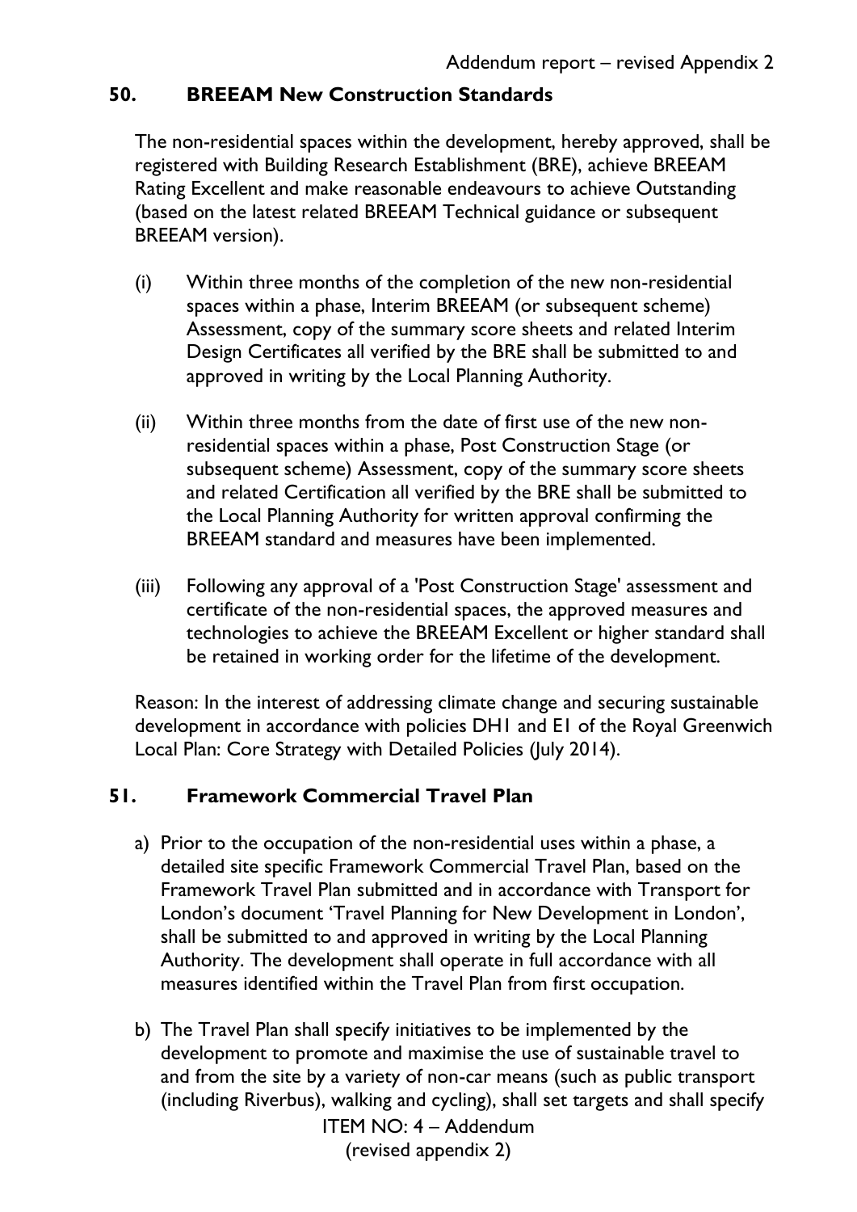## 50. BREEAM New Construction Standards

The non-residential spaces within the development, hereby approved, shall be registered with Building Research Establishment (BRE), achieve BREEAM Rating Excellent and make reasonable endeavours to achieve Outstanding (based on the latest related BREEAM Technical guidance or subsequent BREEAM version).

(i) Within three months of the completion of the new non-residential spaces within a phase, Interim BREEAM (or subsequent scheme) Assessment, copy of the summary score sheets and related Interim Design Certificates all verified by the BRE shall be submitted to and approved in writing by the Local Planning Authority.

(ii) Within three months from the date of first use of the new non-residential spaces within a phase, Post Construction Stage (or subsequent scheme) Assessment, copy of the summary score sheets and related Certification all verified by the BRE shall be submitted to the Local Planning Authority for written approval confirming the BREEAM standard and measures have been implemented.

(iii) Following any approval of a 'Post Construction Stage' assessment and certificate of the non-residential spaces, the approved measures and technologies to achieve the BREEAM Excellent or higher standard shall be retained in working order for the lifetime of the development.

Reason: In the interest of addressing climate change and securing sustainable development in accordance with policies DH1 and E1 of the Royal Greenwich Local Plan: Core Strategy with Detailed Policies (July 2014).

## 51. Framework Commercial Travel Plan

a) Prior to the occupation of the non-residential uses within a phase, a detailed site specific Framework Commercial Travel Plan, based on the Framework Travel Plan submitted and in accordance with Transport for London's document 'Travel Planning for New Development in London', shall be submitted to and approved in writing by the Local Planning Authority. The development shall operate in full accordance with all measures identified within the Travel Plan from first occupation.

b) The Travel Plan shall specify initiatives to be implemented by the development to promote and maximise the use of sustainable travel to and from the site by a variety of non-car means (such as public transport (including Riverbus), walking and cycling), shall set targets and shall specify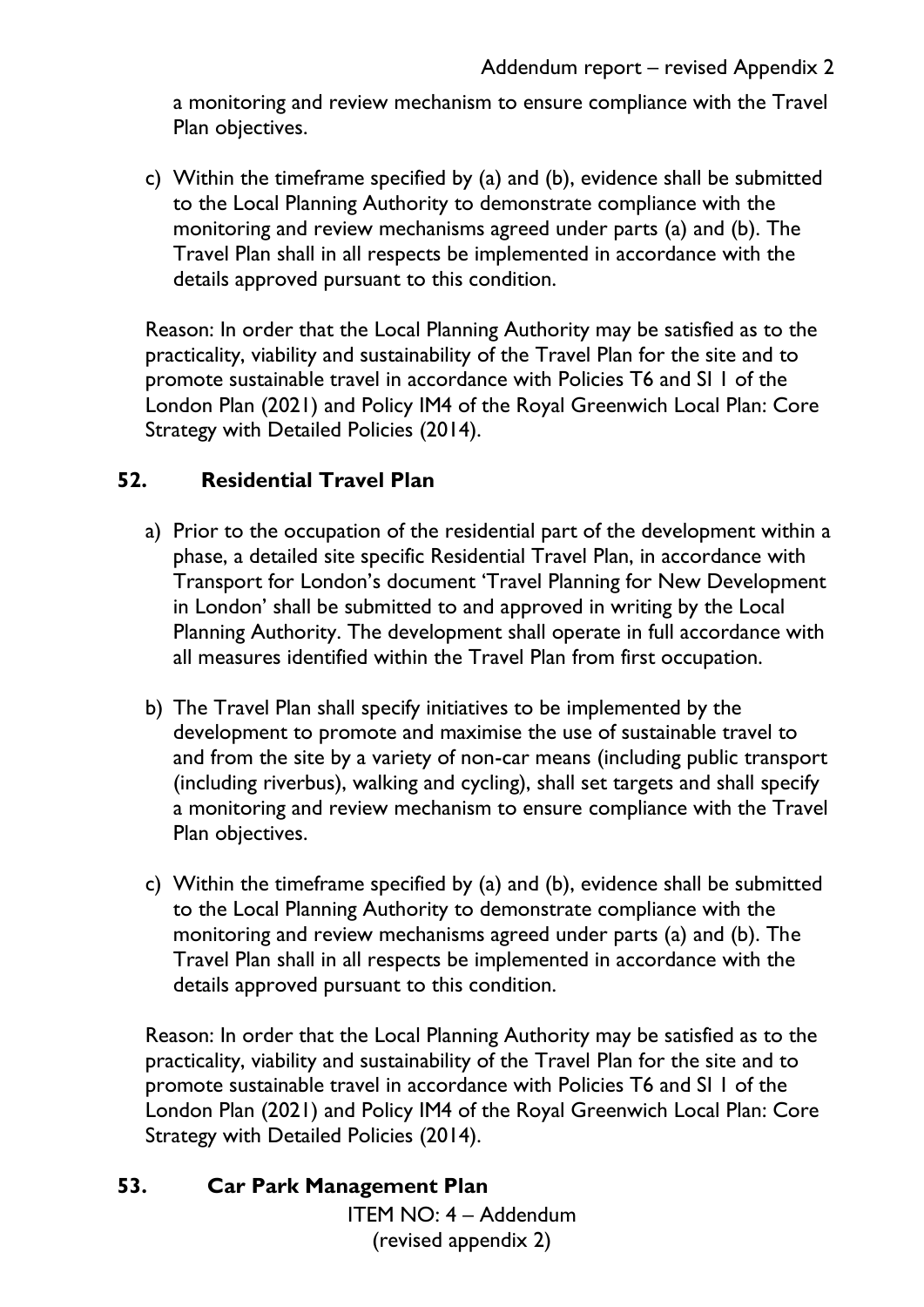a monitoring and review mechanism to ensure compliance with the Travel Plan objectives.

c) Within the timeframe specified by (a) and (b), evidence shall be submitted to the Local Planning Authority to demonstrate compliance with the monitoring and review mechanisms agreed under parts (a) and (b). The Travel Plan shall in all respects be implemented in accordance with the details approved pursuant to this condition.

Reason: In order that the Local Planning Authority may be satisfied as to the practicality, viability and sustainability of the Travel Plan for the site and to promote sustainable travel in accordance with Policies T6 and SI 1 of the London Plan (2021) and Policy IM4 of the Royal Greenwich Local Plan: Core Strategy with Detailed Policies (2014).

## 52. Residential Travel Plan

a) Prior to the occupation of the residential part of the development within a phase, a detailed site specific Residential Travel Plan, in accordance with Transport for London's document 'Travel Planning for New Development in London' shall be submitted to and approved in writing by the Local Planning Authority. The development shall operate in full accordance with all measures identified within the Travel Plan from first occupation.

b) The Travel Plan shall specify initiatives to be implemented by the development to promote and maximise the use of sustainable travel to and from the site by a variety of non-car means (including public transport (including riverbus), walking and cycling), shall set targets and shall specify a monitoring and review mechanism to ensure compliance with the Travel Plan objectives.

c) Within the timeframe specified by (a) and (b), evidence shall be submitted to the Local Planning Authority to demonstrate compliance with the monitoring and review mechanisms agreed under parts (a) and (b). The Travel Plan shall in all respects be implemented in accordance with the details approved pursuant to this condition.

Reason: In order that the Local Planning Authority may be satisfied as to the practicality, viability and sustainability of the Travel Plan for the site and to promote sustainable travel in accordance with Policies T6 and SI 1 of the London Plan (2021) and Policy IM4 of the Royal Greenwich Local Plan: Core Strategy with Detailed Policies (2014).

## 53. Car Park Management Plan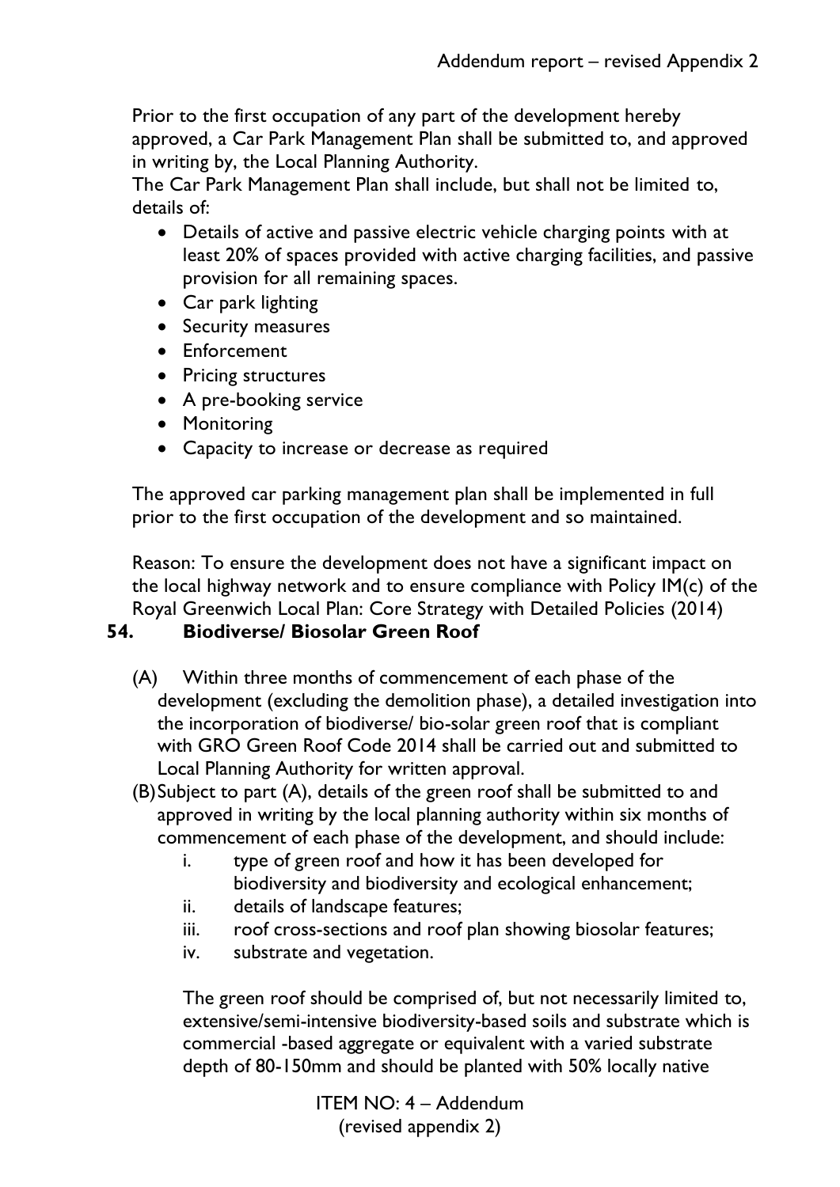Prior to the first occupation of any part of the development hereby approved, a Car Park Management Plan shall be submitted to, and approved in writing by, the Local Planning Authority.
The Car Park Management Plan shall include, but shall not be limited to, details of:

- Details of active and passive electric vehicle charging points with at least 20% of spaces provided with active charging facilities, and passive provision for all remaining spaces.
- Car park lighting
- Security measures
- Enforcement
- Pricing structures
- A pre-booking service
- Monitoring
- Capacity to increase or decrease as required

The approved car parking management plan shall be implemented in full prior to the first occupation of the development and so maintained.

Reason: To ensure the development does not have a significant impact on the local highway network and to ensure compliance with Policy IM(c) of the Royal Greenwich Local Plan: Core Strategy with Detailed Policies (2014)

**54. Biodiverse/ Biosolar Green Roof**

(A) Within three months of commencement of each phase of the development (excluding the demolition phase), a detailed investigation into the incorporation of biodiverse/ bio-solar green roof that is compliant with GRO Green Roof Code 2014 shall be carried out and submitted to Local Planning Authority for written approval.

(B) Subject to part (A), details of the green roof shall be submitted to and approved in writing by the local planning authority within six months of commencement of each phase of the development, and should include:

i. type of green roof and how it has been developed for biodiversity and biodiversity and ecological enhancement;
ii. details of landscape features;
iii. roof cross-sections and roof plan showing biosolar features;
iv. substrate and vegetation.

The green roof should be comprised of, but not necessarily limited to, extensive/semi-intensive biodiversity-based soils and substrate which is commercial -based aggregate or equivalent with a varied substrate depth of 80-150mm and should be planted with 50% locally native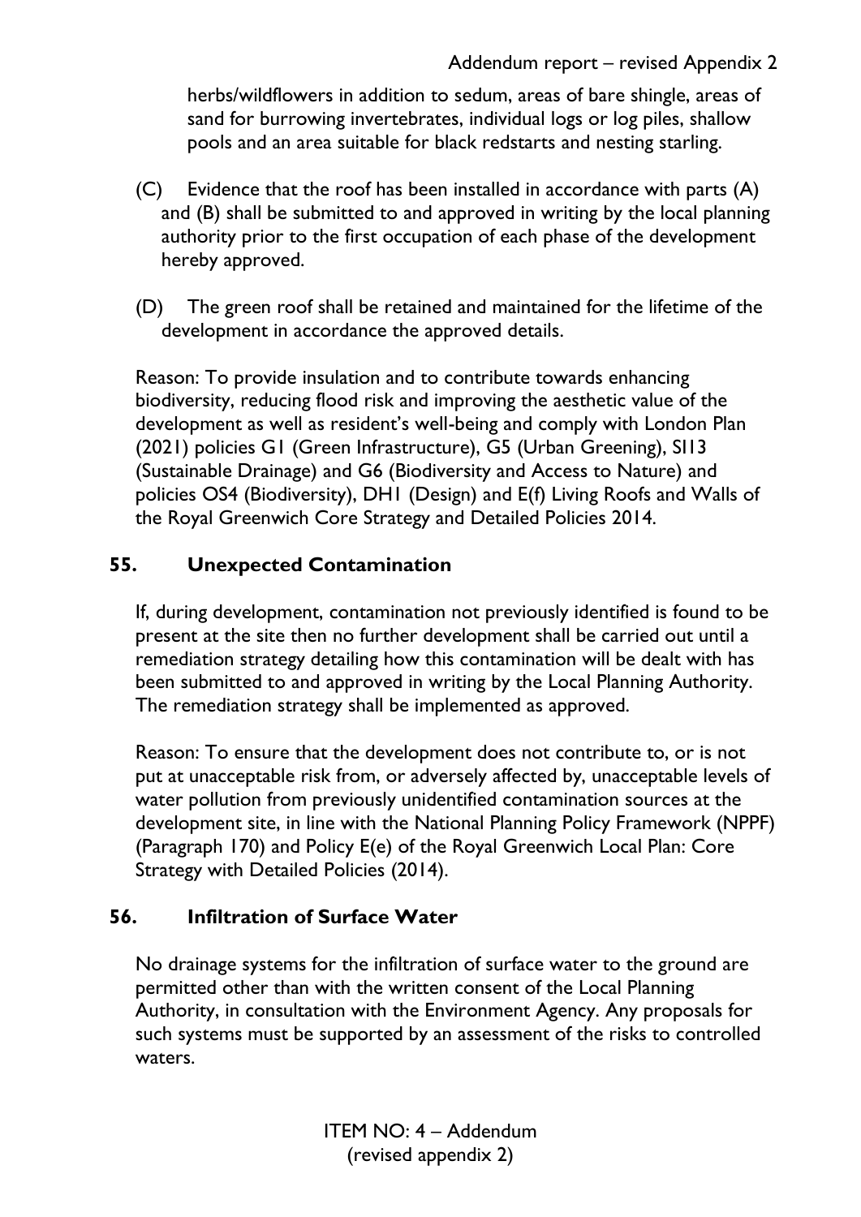herbs/wildflowers in addition to sedum, areas of bare shingle, areas of sand for burrowing invertebrates, individual logs or log piles, shallow pools and an area suitable for black redstarts and nesting starling.

(C) Evidence that the roof has been installed in accordance with parts (A) and (B) shall be submitted to and approved in writing by the local planning authority prior to the first occupation of each phase of the development hereby approved.

(D) The green roof shall be retained and maintained for the lifetime of the development in accordance the approved details.

Reason: To provide insulation and to contribute towards enhancing biodiversity, reducing flood risk and improving the aesthetic value of the development as well as resident's well-being and comply with London Plan (2021) policies G1 (Green Infrastructure), G5 (Urban Greening), SI13 (Sustainable Drainage) and G6 (Biodiversity and Access to Nature) and policies OS4 (Biodiversity), DH1 (Design) and E(f) Living Roofs and Walls of the Royal Greenwich Core Strategy and Detailed Policies 2014.

## 55. Unexpected Contamination

If, during development, contamination not previously identified is found to be present at the site then no further development shall be carried out until a remediation strategy detailing how this contamination will be dealt with has been submitted to and approved in writing by the Local Planning Authority. The remediation strategy shall be implemented as approved.

Reason: To ensure that the development does not contribute to, or is not put at unacceptable risk from, or adversely affected by, unacceptable levels of water pollution from previously unidentified contamination sources at the development site, in line with the National Planning Policy Framework (NPPF) (Paragraph 170) and Policy E(e) of the Royal Greenwich Local Plan: Core Strategy with Detailed Policies (2014).

## 56. Infiltration of Surface Water

No drainage systems for the infiltration of surface water to the ground are permitted other than with the written consent of the Local Planning Authority, in consultation with the Environment Agency. Any proposals for such systems must be supported by an assessment of the risks to controlled waters.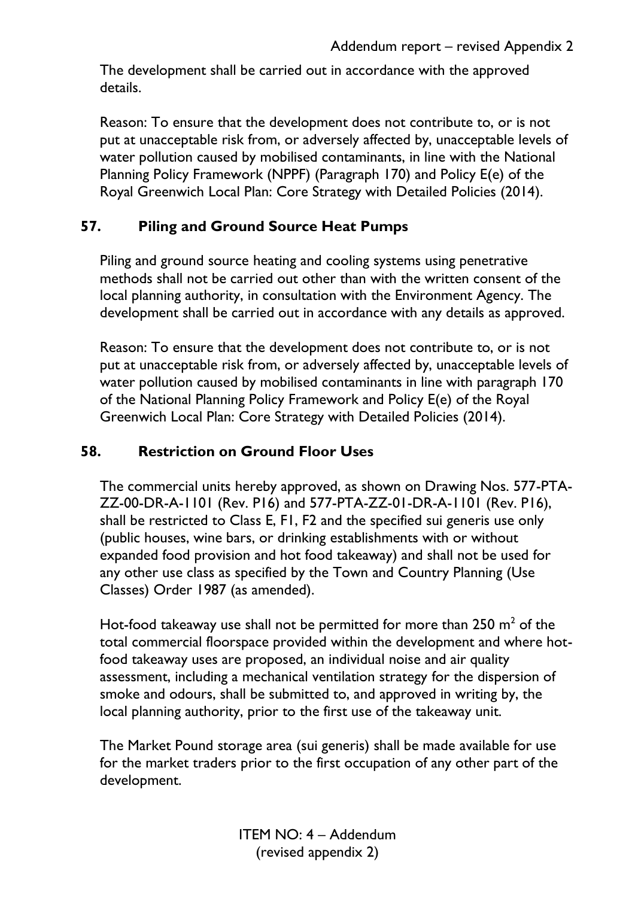The development shall be carried out in accordance with the approved details.

Reason: To ensure that the development does not contribute to, or is not put at unacceptable risk from, or adversely affected by, unacceptable levels of water pollution caused by mobilised contaminants, in line with the National Planning Policy Framework (NPPF) (Paragraph 170) and Policy E(e) of the Royal Greenwich Local Plan: Core Strategy with Detailed Policies (2014).

## 57. Piling and Ground Source Heat Pumps

Piling and ground source heating and cooling systems using penetrative methods shall not be carried out other than with the written consent of the local planning authority, in consultation with the Environment Agency. The development shall be carried out in accordance with any details as approved.

Reason: To ensure that the development does not contribute to, or is not put at unacceptable risk from, or adversely affected by, unacceptable levels of water pollution caused by mobilised contaminants in line with paragraph 170 of the National Planning Policy Framework and Policy E(e) of the Royal Greenwich Local Plan: Core Strategy with Detailed Policies (2014).

## 58. Restriction on Ground Floor Uses

The commercial units hereby approved, as shown on Drawing Nos. 577-PTA-ZZ-00-DR-A-1101 (Rev. P16) and 577-PTA-ZZ-01-DR-A-1101 (Rev. P16), shall be restricted to Class E, F1, F2 and the specified sui generis use only (public houses, wine bars, or drinking establishments with or without expanded food provision and hot food takeaway) and shall not be used for any other use class as specified by the Town and Country Planning (Use Classes) Order 1987 (as amended).

Hot-food takeaway use shall not be permitted for more than 250 $m^2$ of the total commercial floorspace provided within the development and where hot-food takeaway uses are proposed, an individual noise and air quality assessment, including a mechanical ventilation strategy for the dispersion of smoke and odours, shall be submitted to, and approved in writing by, the local planning authority, prior to the first use of the takeaway unit.

The Market Pound storage area (sui generis) shall be made available for use for the market traders prior to the first occupation of any other part of the development.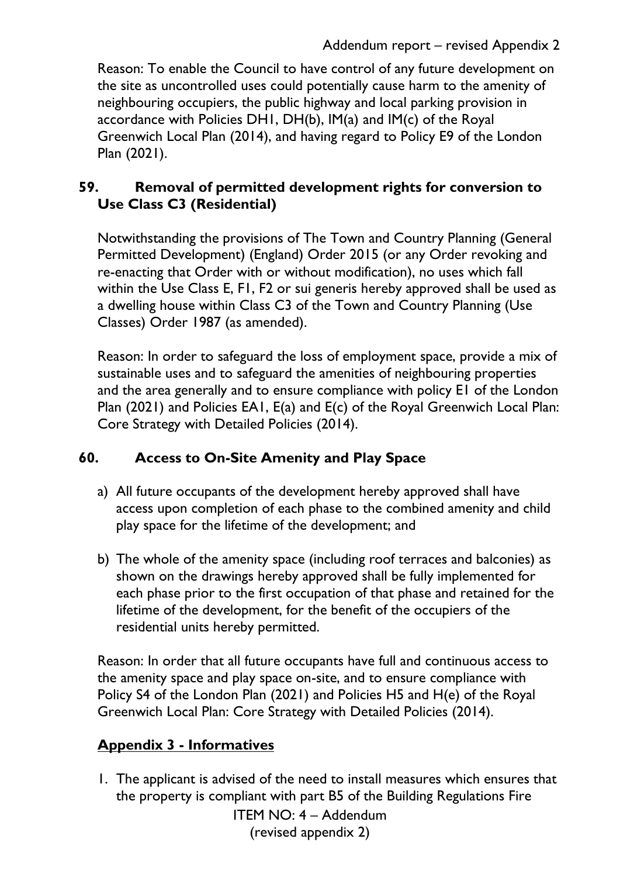Reason: To enable the Council to have control of any future development on the site as uncontrolled uses could potentially cause harm to the amenity of neighbouring occupiers, the public highway and local parking provision in accordance with Policies DH1, DH(b), IM(a) and IM(c) of the Royal Greenwich Local Plan (2014), and having regard to Policy E9 of the London Plan (2021).

### 59. Removal of permitted development rights for conversion to Use Class C3 (Residential)

Notwithstanding the provisions of The Town and Country Planning (General Permitted Development) (England) Order 2015 (or any Order revoking and re-enacting that Order with or without modification), no uses which fall within the Use Class E, F1, F2 or sui generis hereby approved shall be used as a dwelling house within Class C3 of the Town and Country Planning (Use Classes) Order 1987 (as amended).

Reason: In order to safeguard the loss of employment space, provide a mix of sustainable uses and to safeguard the amenities of neighbouring properties and the area generally and to ensure compliance with policy E1 of the London Plan (2021) and Policies EA1, E(a) and E(c) of the Royal Greenwich Local Plan: Core Strategy with Detailed Policies (2014).

### 60. Access to On-Site Amenity and Play Space

a) All future occupants of the development hereby approved shall have access upon completion of each phase to the combined amenity and child play space for the lifetime of the development; and

b) The whole of the amenity space (including roof terraces and balconies) as shown on the drawings hereby approved shall be fully implemented for each phase prior to the first occupation of that phase and retained for the lifetime of the development, for the benefit of the occupiers of the residential units hereby permitted.

Reason: In order that all future occupants have full and continuous access to the amenity space and play space on-site, and to ensure compliance with Policy S4 of the London Plan (2021) and Policies H5 and H(e) of the Royal Greenwich Local Plan: Core Strategy with Detailed Policies (2014).

## Appendix 3 - Informatives

1. The applicant is advised of the need to install measures which ensures that the property is compliant with part B5 of the Building Regulations Fire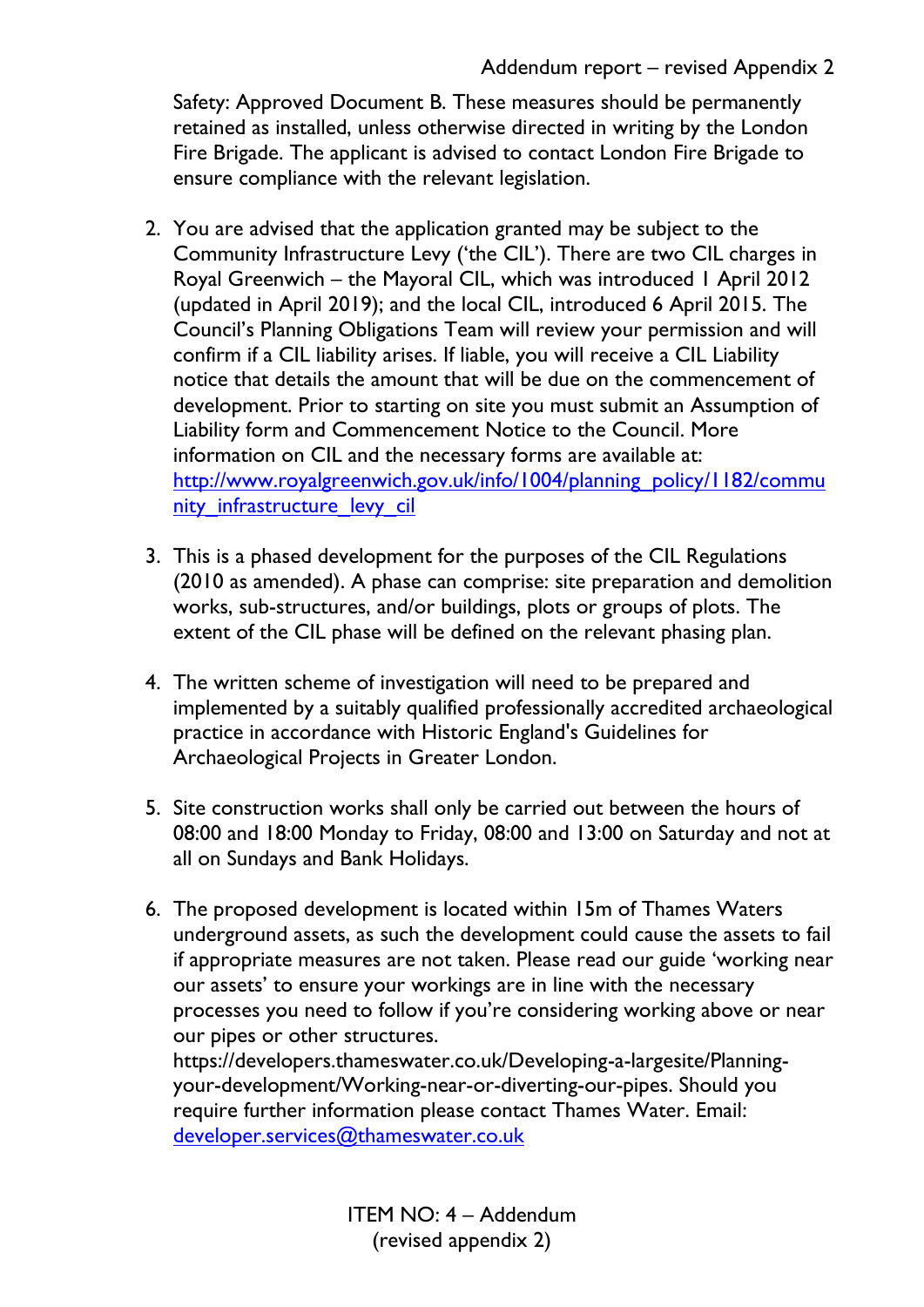Safety: Approved Document B. These measures should be permanently retained as installed, unless otherwise directed in writing by the London Fire Brigade. The applicant is advised to contact London Fire Brigade to ensure compliance with the relevant legislation.

2. You are advised that the application granted may be subject to the Community Infrastructure Levy ('the CIL'). There are two CIL charges in Royal Greenwich – the Mayoral CIL, which was introduced 1 April 2012 (updated in April 2019); and the local CIL, introduced 6 April 2015. The Council's Planning Obligations Team will review your permission and will confirm if a CIL liability arises. If liable, you will receive a CIL Liability notice that details the amount that will be due on the commencement of development. Prior to starting on site you must submit an Assumption of Liability form and Commencement Notice to the Council. More information on CIL and the necessary forms are available at: [http://www.royalgreenwich.gov.uk/info/1004/planning_policy/1182/community_infrastructure_levy_cil](http://www.royalgreenwich.gov.uk/info/1004/planning_policy/1182/community_infrastructure_levy_cil)

3. This is a phased development for the purposes of the CIL Regulations (2010 as amended). A phase can comprise: site preparation and demolition works, sub-structures, and/or buildings, plots or groups of plots. The extent of the CIL phase will be defined on the relevant phasing plan.

4. The written scheme of investigation will need to be prepared and implemented by a suitably qualified professionally accredited archaeological practice in accordance with Historic England's Guidelines for Archaeological Projects in Greater London.

5. Site construction works shall only be carried out between the hours of 08:00 and 18:00 Monday to Friday, 08:00 and 13:00 on Saturday and not at all on Sundays and Bank Holidays.

6. The proposed development is located within 15m of Thames Waters underground assets, as such the development could cause the assets to fail if appropriate measures are not taken. Please read our guide 'working near our assets' to ensure your workings are in line with the necessary processes you need to follow if you're considering working above or near our pipes or other structures. https://developers.thameswater.co.uk/Developing-a-largesite/Planning-your-development/Working-near-or-diverting-our-pipes. Should you require further information please contact Thames Water. Email: [developer.services@thameswater.co.uk](mailto:developer.services@thameswater.co.uk)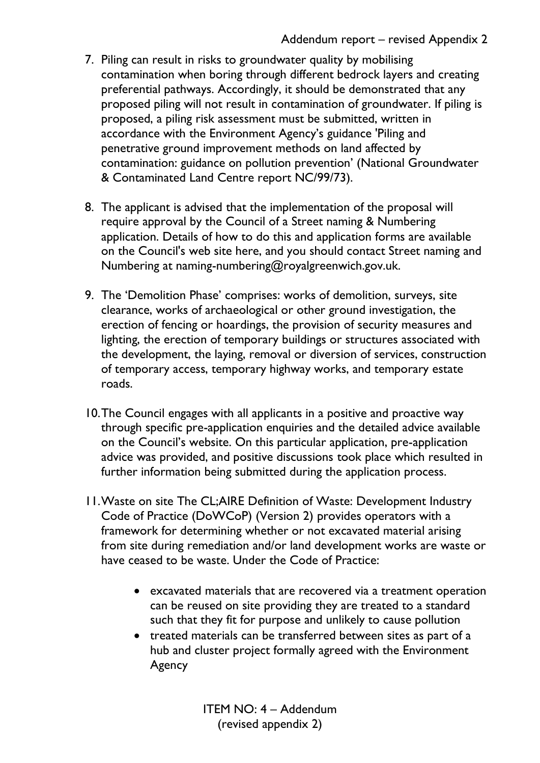7. Piling can result in risks to groundwater quality by mobilising contamination when boring through different bedrock layers and creating preferential pathways. Accordingly, it should be demonstrated that any proposed piling will not result in contamination of groundwater. If piling is proposed, a piling risk assessment must be submitted, written in accordance with the Environment Agency's guidance 'Piling and penetrative ground improvement methods on land affected by contamination: guidance on pollution prevention' (National Groundwater & Contaminated Land Centre report NC/99/73).

8. The applicant is advised that the implementation of the proposal will require approval by the Council of a Street naming & Numbering application. Details of how to do this and application forms are available on the Council's web site here, and you should contact Street naming and Numbering at naming-numbering@royalgreenwich.gov.uk.

9. The 'Demolition Phase' comprises: works of demolition, surveys, site clearance, works of archaeological or other ground investigation, the erection of fencing or hoardings, the provision of security measures and lighting, the erection of temporary buildings or structures associated with the development, the laying, removal or diversion of services, construction of temporary access, temporary highway works, and temporary estate roads.

10. The Council engages with all applicants in a positive and proactive way through specific pre-application enquiries and the detailed advice available on the Council's website. On this particular application, pre-application advice was provided, and positive discussions took place which resulted in further information being submitted during the application process.

11. Waste on site The CL;AIRE Definition of Waste: Development Industry Code of Practice (DoWCoP) (Version 2) provides operators with a framework for determining whether or not excavated material arising from site during remediation and/or land development works are waste or have ceased to be waste. Under the Code of Practice:

    - excavated materials that are recovered via a treatment operation can be reused on site providing they are treated to a standard such that they fit for purpose and unlikely to cause pollution
    - treated materials can be transferred between sites as part of a hub and cluster project formally agreed with the Environment Agency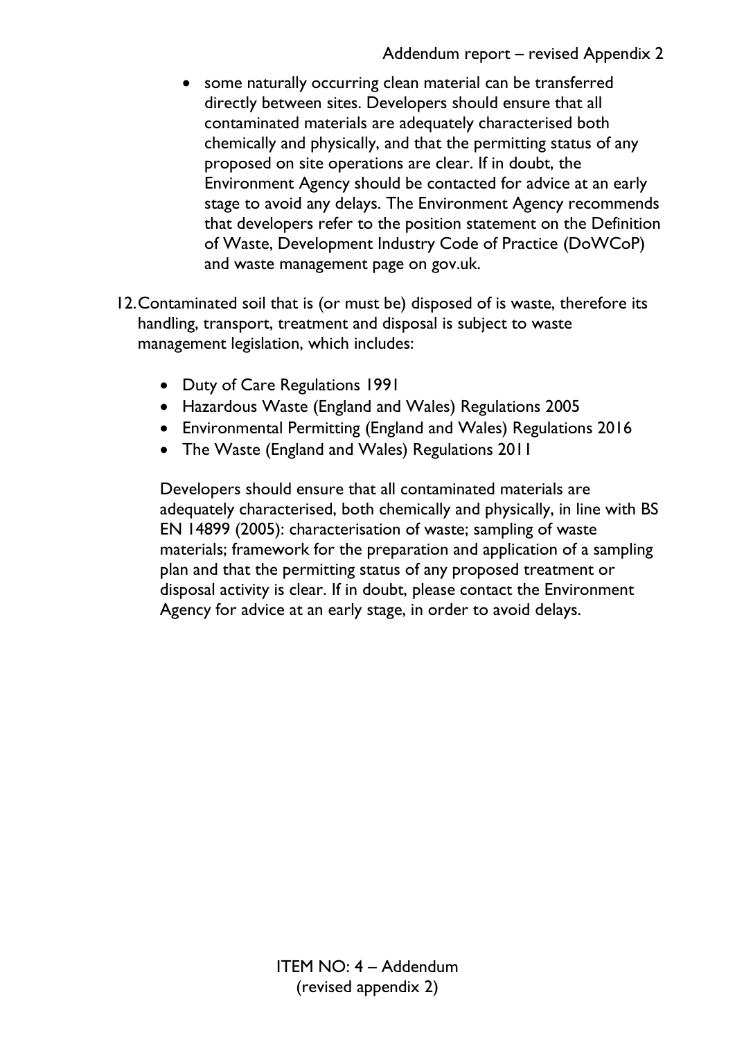- some naturally occurring clean material can be transferred directly between sites. Developers should ensure that all contaminated materials are adequately characterised both chemically and physically, and that the permitting status of any proposed on site operations are clear. If in doubt, the Environment Agency should be contacted for advice at an early stage to avoid any delays. The Environment Agency recommends that developers refer to the position statement on the Definition of Waste, Development Industry Code of Practice (DoWCoP) and waste management page on gov.uk.

12. Contaminated soil that is (or must be) disposed of is waste, therefore its handling, transport, treatment and disposal is subject to waste management legislation, which includes:

    - Duty of Care Regulations 1991
    - Hazardous Waste (England and Wales) Regulations 2005
    - Environmental Permitting (England and Wales) Regulations 2016
    - The Waste (England and Wales) Regulations 2011

    Developers should ensure that all contaminated materials are adequately characterised, both chemically and physically, in line with BS EN 14899 (2005): characterisation of waste; sampling of waste materials; framework for the preparation and application of a sampling plan and that the permitting status of any proposed treatment or disposal activity is clear. If in doubt, please contact the Environment Agency for advice at an early stage, in order to avoid delays.